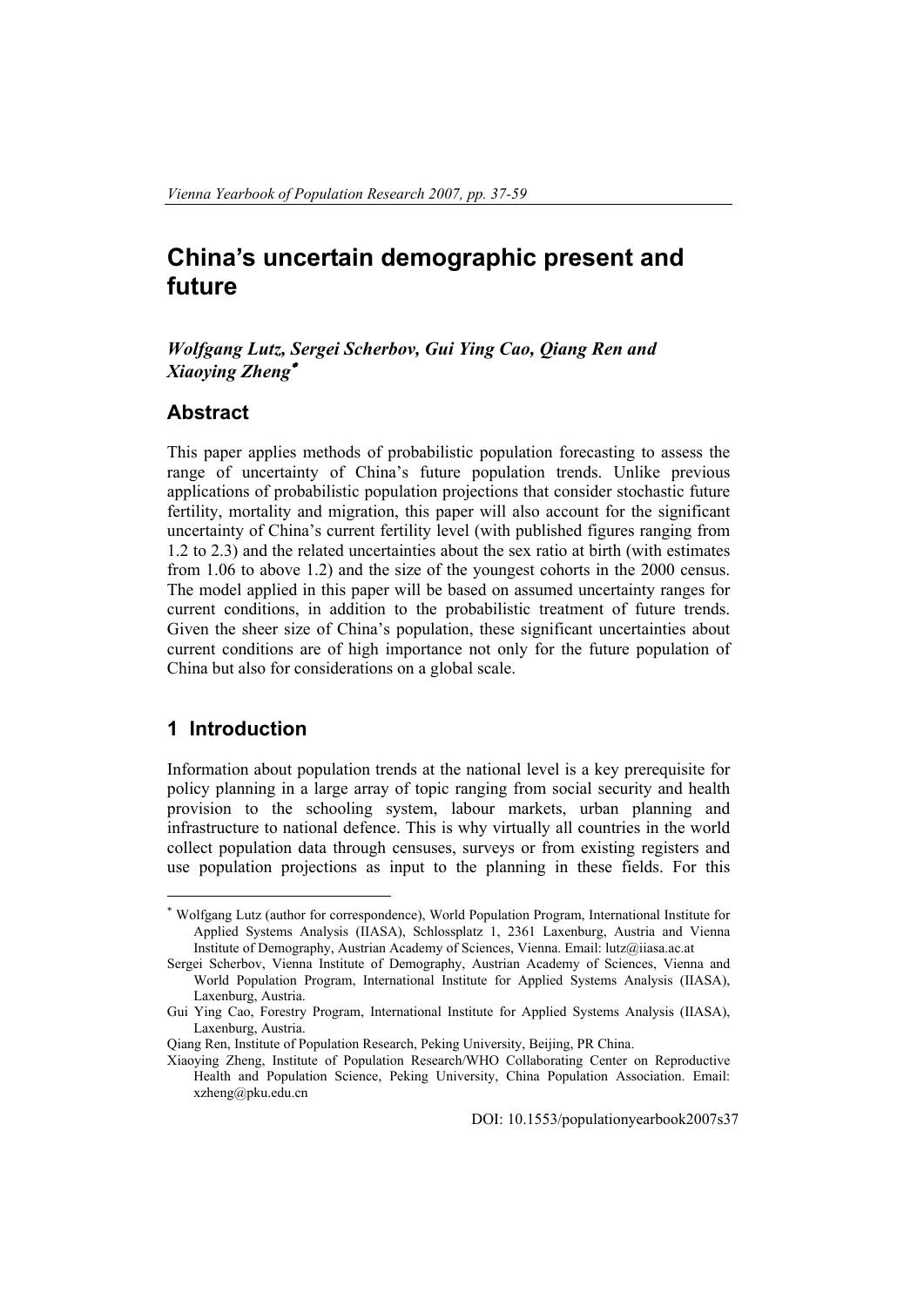# China's uncertain demographic present and future

*Wolfgang Lutz, Sergei Scherbov, Gui Ying Cao, Qiang Ren and Xiaoying Zheng*[*]

## Abstract

This paper applies methods of probabilistic population forecasting to assess the range of uncertainty of China's future population trends. Unlike previous applications of probabilistic population projections that consider stochastic future fertility, mortality and migration, this paper will also account for the significant uncertainty of China's current fertility level (with published figures ranging from 1.2 to 2.3) and the related uncertainties about the sex ratio at birth (with estimates from 1.06 to above 1.2) and the size of the youngest cohorts in the 2000 census. The model applied in this paper will be based on assumed uncertainty ranges for current conditions, in addition to the probabilistic treatment of future trends. Given the sheer size of China's population, these significant uncertainties about current conditions are of high importance not only for the future population of China but also for considerations on a global scale.

## 1 Introduction

Information about population trends at the national level is a key prerequisite for policy planning in a large array of topic ranging from social security and health provision to the schooling system, labour markets, urban planning and infrastructure to national defence. This is why virtually all countries in the world collect population data through censuses, surveys or from existing registers and use population projections as input to the planning in these fields. For this

---

[*] Wolfgang Lutz (author for correspondence), World Population Program, International Institute for Applied Systems Analysis (IIASA), Schlossplatz 1, 2361 Laxenburg, Austria and Vienna Institute of Demography, Austrian Academy of Sciences, Vienna. Email: lutz@iiasa.ac.at

Sergei Scherbov, Vienna Institute of Demography, Austrian Academy of Sciences, Vienna and World Population Program, International Institute for Applied Systems Analysis (IIASA), Laxenburg, Austria.

Gui Ying Cao, Forestry Program, International Institute for Applied Systems Analysis (IIASA), Laxenburg, Austria.

Qiang Ren, Institute of Population Research, Peking University, Beijing, PR China.

Xiaoying Zheng, Institute of Population Research/WHO Collaborating Center on Reproductive Health and Population Science, Peking University, China Population Association. Email: xzheng@pku.edu.cn

DOI: 10.1553/populationyearbook2007s37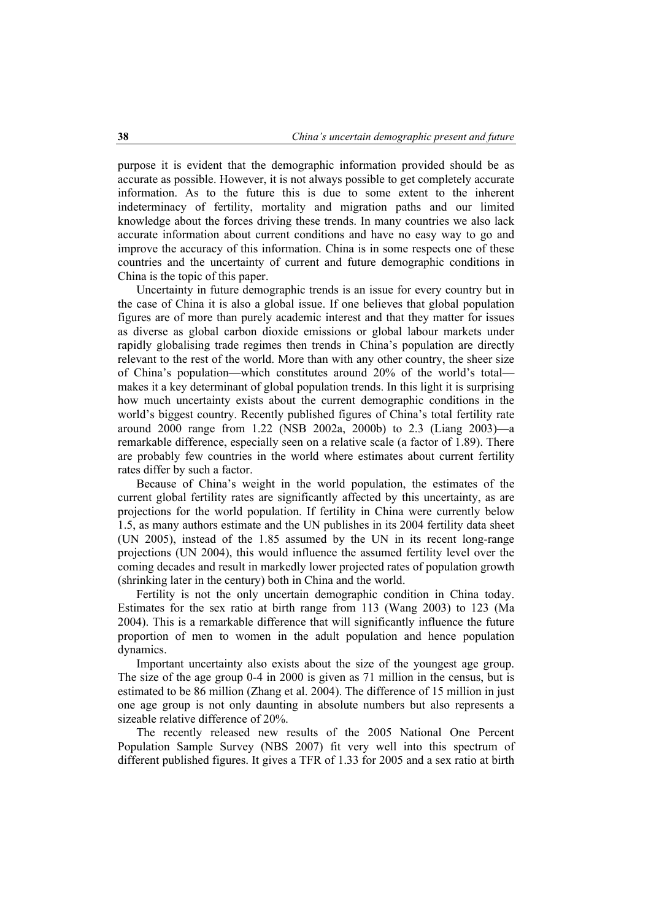purpose it is evident that the demographic information provided should be as accurate as possible. However, it is not always possible to get completely accurate information. As to the future this is due to some extent to the inherent indeterminacy of fertility, mortality and migration paths and our limited knowledge about the forces driving these trends. In many countries we also lack accurate information about current conditions and have no easy way to go and improve the accuracy of this information. China is in some respects one of these countries and the uncertainty of current and future demographic conditions in China is the topic of this paper.

Uncertainty in future demographic trends is an issue for every country but in the case of China it is also a global issue. If one believes that global population figures are of more than purely academic interest and that they matter for issues as diverse as global carbon dioxide emissions or global labour markets under rapidly globalising trade regimes then trends in China's population are directly relevant to the rest of the world. More than with any other country, the sheer size of China's population—which constitutes around 20% of the world's total—makes it a key determinant of global population trends. In this light it is surprising how much uncertainty exists about the current demographic conditions in the world's biggest country. Recently published figures of China's total fertility rate around 2000 range from 1.22 (NSB 2002a, 2000b) to 2.3 (Liang 2003)—a remarkable difference, especially seen on a relative scale (a factor of 1.89). There are probably few countries in the world where estimates about current fertility rates differ by such a factor.

Because of China's weight in the world population, the estimates of the current global fertility rates are significantly affected by this uncertainty, as are projections for the world population. If fertility in China were currently below 1.5, as many authors estimate and the UN publishes in its 2004 fertility data sheet (UN 2005), instead of the 1.85 assumed by the UN in its recent long-range projections (UN 2004), this would influence the assumed fertility level over the coming decades and result in markedly lower projected rates of population growth (shrinking later in the century) both in China and the world.

Fertility is not the only uncertain demographic condition in China today. Estimates for the sex ratio at birth range from 113 (Wang 2003) to 123 (Ma 2004). This is a remarkable difference that will significantly influence the future proportion of men to women in the adult population and hence population dynamics.

Important uncertainty also exists about the size of the youngest age group. The size of the age group 0-4 in 2000 is given as 71 million in the census, but is estimated to be 86 million (Zhang et al. 2004). The difference of 15 million in just one age group is not only daunting in absolute numbers but also represents a sizeable relative difference of 20%.

The recently released new results of the 2005 National One Percent Population Sample Survey (NBS 2007) fit very well into this spectrum of different published figures. It gives a TFR of 1.33 for 2005 and a sex ratio at birth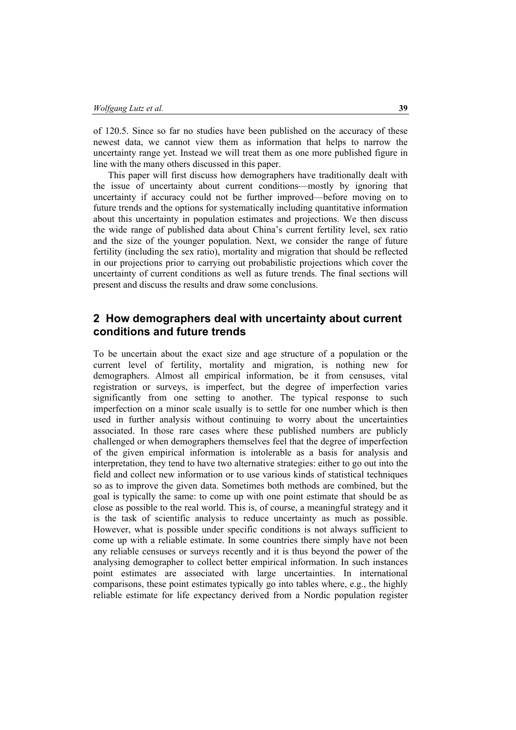of 120.5. Since so far no studies have been published on the accuracy of these newest data, we cannot view them as information that helps to narrow the uncertainty range yet. Instead we will treat them as one more published figure in line with the many others discussed in this paper.

This paper will first discuss how demographers have traditionally dealt with the issue of uncertainty about current conditions—mostly by ignoring that uncertainty if accuracy could not be further improved—before moving on to future trends and the options for systematically including quantitative information about this uncertainty in population estimates and projections. We then discuss the wide range of published data about China's current fertility level, sex ratio and the size of the younger population. Next, we consider the range of future fertility (including the sex ratio), mortality and migration that should be reflected in our projections prior to carrying out probabilistic projections which cover the uncertainty of current conditions as well as future trends. The final sections will present and discuss the results and draw some conclusions.

## 2 How demographers deal with uncertainty about current conditions and future trends

To be uncertain about the exact size and age structure of a population or the current level of fertility, mortality and migration, is nothing new for demographers. Almost all empirical information, be it from censuses, vital registration or surveys, is imperfect, but the degree of imperfection varies significantly from one setting to another. The typical response to such imperfection on a minor scale usually is to settle for one number which is then used in further analysis without continuing to worry about the uncertainties associated. In those rare cases where these published numbers are publicly challenged or when demographers themselves feel that the degree of imperfection of the given empirical information is intolerable as a basis for analysis and interpretation, they tend to have two alternative strategies: either to go out into the field and collect new information or to use various kinds of statistical techniques so as to improve the given data. Sometimes both methods are combined, but the goal is typically the same: to come up with one point estimate that should be as close as possible to the real world. This is, of course, a meaningful strategy and it is the task of scientific analysis to reduce uncertainty as much as possible. However, what is possible under specific conditions is not always sufficient to come up with a reliable estimate. In some countries there simply have not been any reliable censuses or surveys recently and it is thus beyond the power of the analysing demographer to collect better empirical information. In such instances point estimates are associated with large uncertainties. In international comparisons, these point estimates typically go into tables where, e.g., the highly reliable estimate for life expectancy derived from a Nordic population register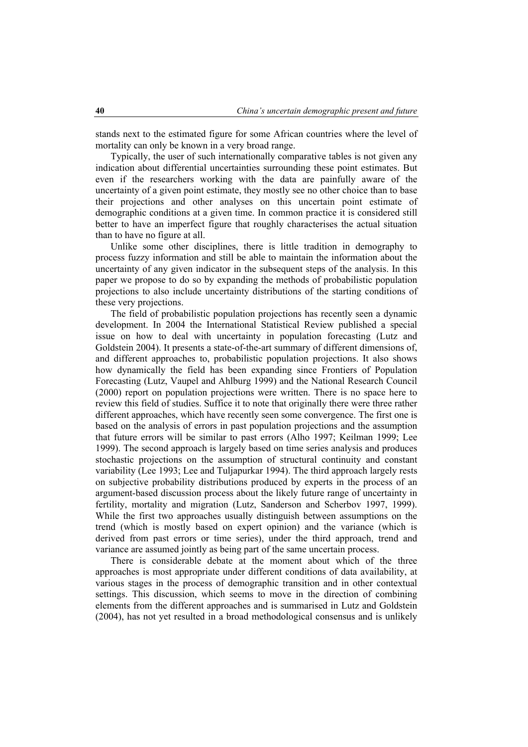stands next to the estimated figure for some African countries where the level of mortality can only be known in a very broad range.

Typically, the user of such internationally comparative tables is not given any indication about differential uncertainties surrounding these point estimates. But even if the researchers working with the data are painfully aware of the uncertainty of a given point estimate, they mostly see no other choice than to base their projections and other analyses on this uncertain point estimate of demographic conditions at a given time. In common practice it is considered still better to have an imperfect figure that roughly characterises the actual situation than to have no figure at all.

Unlike some other disciplines, there is little tradition in demography to process fuzzy information and still be able to maintain the information about the uncertainty of any given indicator in the subsequent steps of the analysis. In this paper we propose to do so by expanding the methods of probabilistic population projections to also include uncertainty distributions of the starting conditions of these very projections.

The field of probabilistic population projections has recently seen a dynamic development. In 2004 the International Statistical Review published a special issue on how to deal with uncertainty in population forecasting (Lutz and Goldstein 2004). It presents a state-of-the-art summary of different dimensions of, and different approaches to, probabilistic population projections. It also shows how dynamically the field has been expanding since Frontiers of Population Forecasting (Lutz, Vaupel and Ahlburg 1999) and the National Research Council (2000) report on population projections were written. There is no space here to review this field of studies. Suffice it to note that originally there were three rather different approaches, which have recently seen some convergence. The first one is based on the analysis of errors in past population projections and the assumption that future errors will be similar to past errors (Alho 1997; Keilman 1999; Lee 1999). The second approach is largely based on time series analysis and produces stochastic projections on the assumption of structural continuity and constant variability (Lee 1993; Lee and Tuljapurkar 1994). The third approach largely rests on subjective probability distributions produced by experts in the process of an argument-based discussion process about the likely future range of uncertainty in fertility, mortality and migration (Lutz, Sanderson and Scherbov 1997, 1999). While the first two approaches usually distinguish between assumptions on the trend (which is mostly based on expert opinion) and the variance (which is derived from past errors or time series), under the third approach, trend and variance are assumed jointly as being part of the same uncertain process.

There is considerable debate at the moment about which of the three approaches is most appropriate under different conditions of data availability, at various stages in the process of demographic transition and in other contextual settings. This discussion, which seems to move in the direction of combining elements from the different approaches and is summarised in Lutz and Goldstein (2004), has not yet resulted in a broad methodological consensus and is unlikely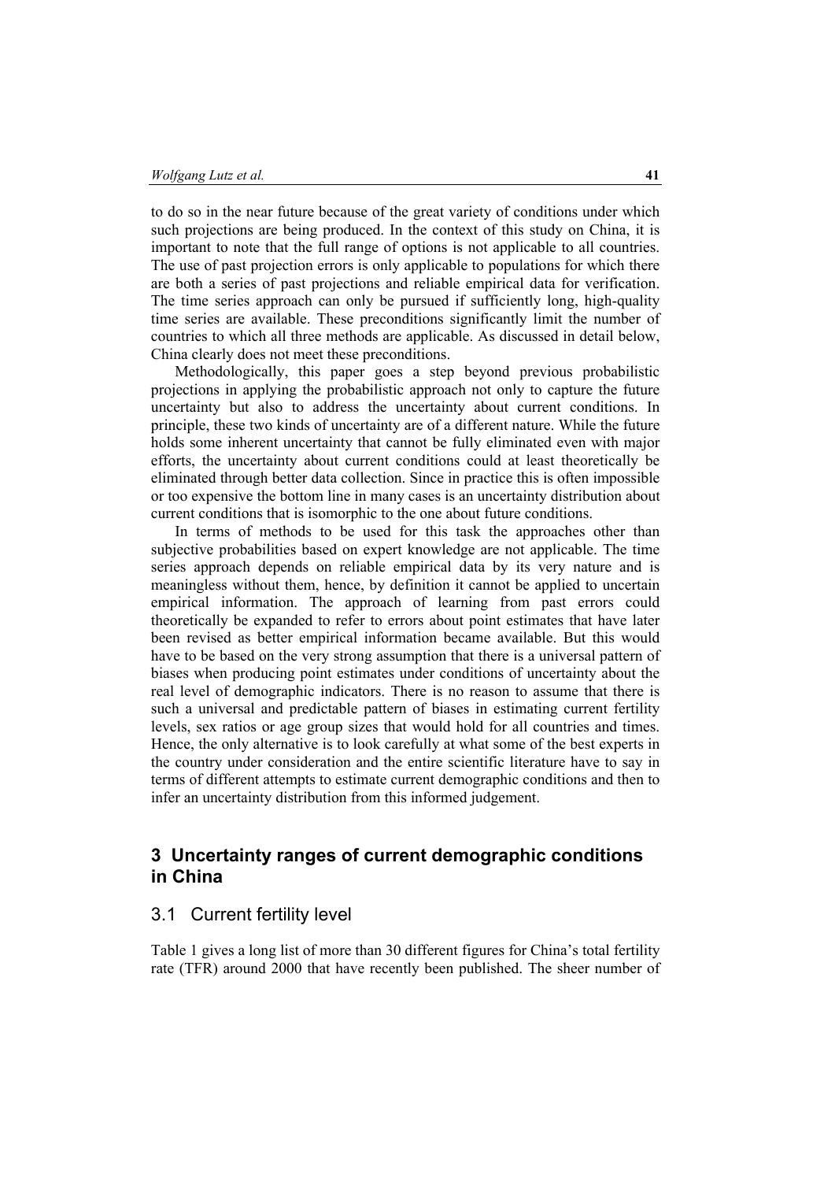to do so in the near future because of the great variety of conditions under which such projections are being produced. In the context of this study on China, it is important to note that the full range of options is not applicable to all countries. The use of past projection errors is only applicable to populations for which there are both a series of past projections and reliable empirical data for verification. The time series approach can only be pursued if sufficiently long, high-quality time series are available. These preconditions significantly limit the number of countries to which all three methods are applicable. As discussed in detail below, China clearly does not meet these preconditions.

Methodologically, this paper goes a step beyond previous probabilistic projections in applying the probabilistic approach not only to capture the future uncertainty but also to address the uncertainty about current conditions. In principle, these two kinds of uncertainty are of a different nature. While the future holds some inherent uncertainty that cannot be fully eliminated even with major efforts, the uncertainty about current conditions could at least theoretically be eliminated through better data collection. Since in practice this is often impossible or too expensive the bottom line in many cases is an uncertainty distribution about current conditions that is isomorphic to the one about future conditions.

In terms of methods to be used for this task the approaches other than subjective probabilities based on expert knowledge are not applicable. The time series approach depends on reliable empirical data by its very nature and is meaningless without them, hence, by definition it cannot be applied to uncertain empirical information. The approach of learning from past errors could theoretically be expanded to refer to errors about point estimates that have later been revised as better empirical information became available. But this would have to be based on the very strong assumption that there is a universal pattern of biases when producing point estimates under conditions of uncertainty about the real level of demographic indicators. There is no reason to assume that there is such a universal and predictable pattern of biases in estimating current fertility levels, sex ratios or age group sizes that would hold for all countries and times. Hence, the only alternative is to look carefully at what some of the best experts in the country under consideration and the entire scientific literature have to say in terms of different attempts to estimate current demographic conditions and then to infer an uncertainty distribution from this informed judgement.

## 3 Uncertainty ranges of current demographic conditions in China

### 3.1 Current fertility level

Table 1 gives a long list of more than 30 different figures for China's total fertility rate (TFR) around 2000 that have recently been published. The sheer number of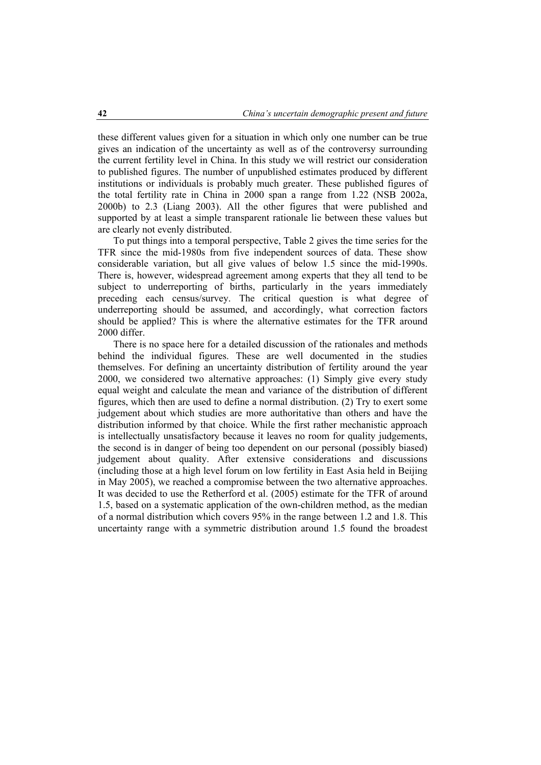these different values given for a situation in which only one number can be true gives an indication of the uncertainty as well as of the controversy surrounding the current fertility level in China. In this study we will restrict our consideration to published figures. The number of unpublished estimates produced by different institutions or individuals is probably much greater. These published figures of the total fertility rate in China in 2000 span a range from 1.22 (NSB 2002a, 2000b) to 2.3 (Liang 2003). All the other figures that were published and supported by at least a simple transparent rationale lie between these values but are clearly not evenly distributed.

To put things into a temporal perspective, Table 2 gives the time series for the TFR since the mid-1980s from five independent sources of data. These show considerable variation, but all give values of below 1.5 since the mid-1990s. There is, however, widespread agreement among experts that they all tend to be subject to underreporting of births, particularly in the years immediately preceding each census/survey. The critical question is what degree of underreporting should be assumed, and accordingly, what correction factors should be applied? This is where the alternative estimates for the TFR around 2000 differ.

There is no space here for a detailed discussion of the rationales and methods behind the individual figures. These are well documented in the studies themselves. For defining an uncertainty distribution of fertility around the year 2000, we considered two alternative approaches: (1) Simply give every study equal weight and calculate the mean and variance of the distribution of different figures, which then are used to define a normal distribution. (2) Try to exert some judgement about which studies are more authoritative than others and have the distribution informed by that choice. While the first rather mechanistic approach is intellectually unsatisfactory because it leaves no room for quality judgements, the second is in danger of being too dependent on our personal (possibly biased) judgement about quality. After extensive considerations and discussions (including those at a high level forum on low fertility in East Asia held in Beijing in May 2005), we reached a compromise between the two alternative approaches. It was decided to use the Retherford et al. (2005) estimate for the TFR of around 1.5, based on a systematic application of the own-children method, as the median of a normal distribution which covers 95% in the range between 1.2 and 1.8. This uncertainty range with a symmetric distribution around 1.5 found the broadest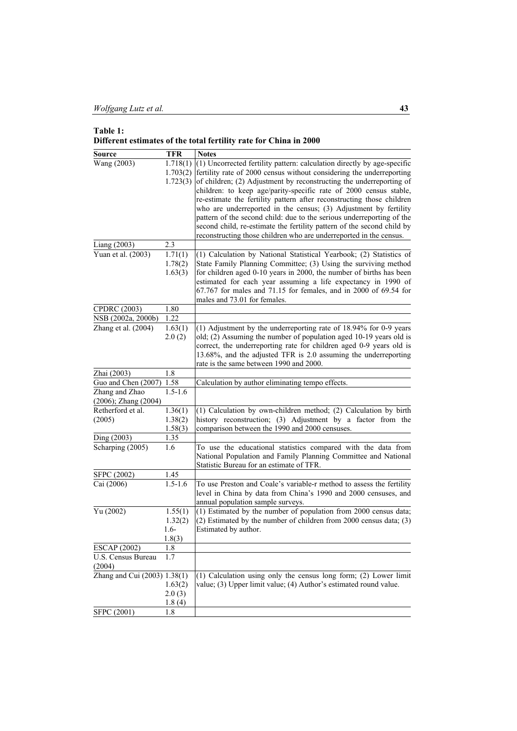**Table 1:**
**Different estimates of the total fertility rate for China in 2000**

| Source | TFR | Notes |
|---|---|---|
| Wang (2003) | 1.718(1) 1.703(2) 1.723(3) | (1) Uncorrected fertility pattern: calculation directly by age-specific fertility rate of 2000 census without considering the underreporting of children; (2) Adjustment by reconstructing the underreporting of children: to keep age/parity-specific rate of 2000 census stable, re-estimate the fertility pattern after reconstructing those children who are underreported in the census; (3) Adjustment by fertility pattern of the second child: due to the serious underreporting of the second child, re-estimate the fertility pattern of the second child by reconstructing those children who are underreported in the census. |
| Liang (2003) | 2.3 | |
| Yuan et al. (2003) | 1.71(1) 1.78(2) 1.63(3) | (1) Calculation by National Statistical Yearbook; (2) Statistics of State Family Planning Committee; (3) Using the surviving method for children aged 0-10 years in 2000, the number of births has been estimated for each year assuming a life expectancy in 1990 of 67.767 for males and 71.15 for females, and in 2000 of 69.54 for males and 73.01 for females. |
| CPDRC (2003) | 1.80 | |
| NSB (2002a, 2000b) | 1.22 | |
| Zhang et al. (2004) | 1.63(1) 2.0 (2) | (1) Adjustment by the underreporting rate of 18.94% for 0-9 years old; (2) Assuming the number of population aged 10-19 years old is correct, the underreporting rate for children aged 0-9 years old is 13.68%, and the adjusted TFR is 2.0 assuming the underreporting rate is the same between 1990 and 2000. |
| Zhai (2003) | 1.8 | |
| Guo and Chen (2007) | 1.58 | Calculation by author eliminating tempo effects. |
| Zhang and Zhao (2006); Zhang (2004) | 1.5-1.6 | |
| Retherford et al. (2005) | 1.36(1) 1.38(2) 1.58(3) | (1) Calculation by own-children method; (2) Calculation by birth history reconstruction; (3) Adjustment by a factor from the comparison between the 1990 and 2000 censuses. |
| Ding (2003) | 1.35 | |
| Scharping (2005) | 1.6 | To use the educational statistics compared with the data from National Population and Family Planning Committee and National Statistic Bureau for an estimate of TFR. |
| SFPC (2002) | 1.45 | |
| Cai (2006) | 1.5-1.6 | To use Preston and Coale's variable-r method to assess the fertility level in China by data from China's 1990 and 2000 censuses, and annual population sample surveys. |
| Yu (2002) | 1.55(1) 1.32(2) 1.6-1.8(3) | (1) Estimated by the number of population from 2000 census data; (2) Estimated by the number of children from 2000 census data; (3) Estimated by author. |
| ESCAP (2002) | 1.8 | |
| U.S. Census Bureau (2004) | 1.7 | |
| Zhang and Cui (2003) | 1.38(1) 1.63(2) 2.0 (3) 1.8 (4) | (1) Calculation using only the census long form; (2) Lower limit value; (3) Upper limit value; (4) Author's estimated round value. |
| SFPC (2001) | 1.8 | |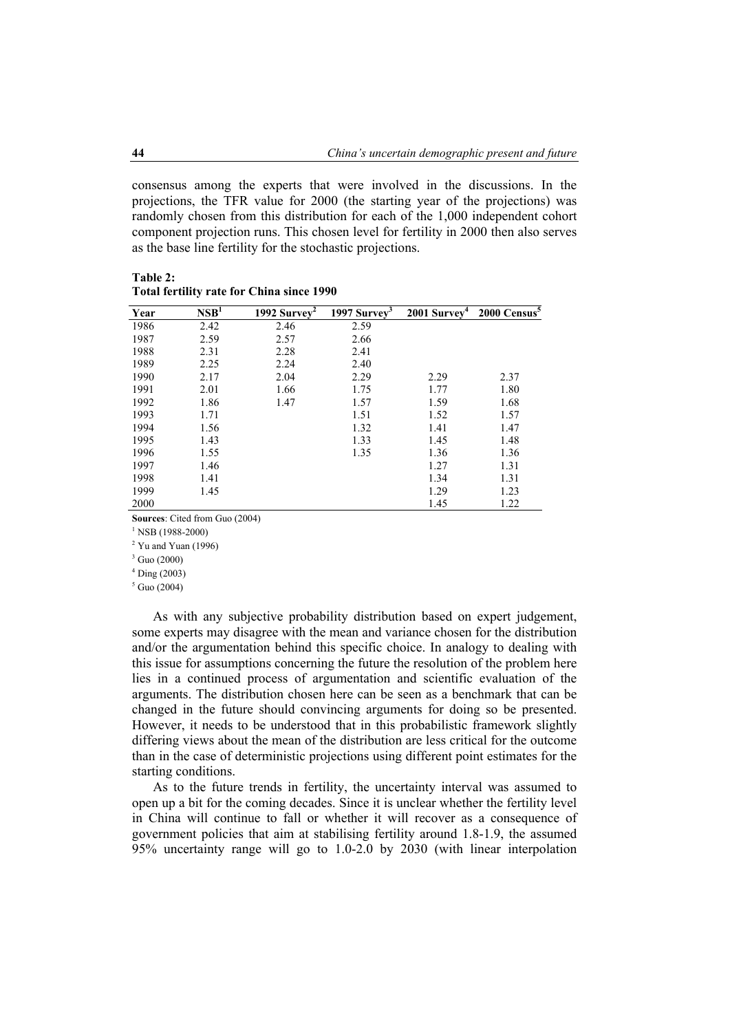consensus among the experts that were involved in the discussions. In the projections, the TFR value for 2000 (the starting year of the projections) was randomly chosen from this distribution for each of the 1,000 independent cohort component projection runs. This chosen level for fertility in 2000 then also serves as the base line fertility for the stochastic projections.

**Table 2:**
**Total fertility rate for China since 1990**

| Year | NSB[1] | 1992 Survey[2] | 1997 Survey[3] | 2001 Survey[4] | 2000 Census[5] |
|---|---|---|---|---|---|
| 1986 | 2.42 | 2.46 | 2.59 | | |
| 1987 | 2.59 | 2.57 | 2.66 | | |
| 1988 | 2.31 | 2.28 | 2.41 | | |
| 1989 | 2.25 | 2.24 | 2.40 | | |
| 1990 | 2.17 | 2.04 | 2.29 | 2.29 | 2.37 |
| 1991 | 2.01 | 1.66 | 1.75 | 1.77 | 1.80 |
| 1992 | 1.86 | 1.47 | 1.57 | 1.59 | 1.68 |
| 1993 | 1.71 | | 1.51 | 1.52 | 1.57 |
| 1994 | 1.56 | | 1.32 | 1.41 | 1.47 |
| 1995 | 1.43 | | 1.33 | 1.45 | 1.48 |
| 1996 | 1.55 | | 1.35 | 1.36 | 1.36 |
| 1997 | 1.46 | | | 1.27 | 1.31 |
| 1998 | 1.41 | | | 1.34 | 1.31 |
| 1999 | 1.45 | | | 1.29 | 1.23 |
| 2000 | | | | 1.45 | 1.22 |

**Sources**: Cited from Guo (2004)

[1] NSB (1988-2000)

[2] Yu and Yuan (1996)

[3] Guo (2000)

[4] Ding (2003)

[5] Guo (2004)

As with any subjective probability distribution based on expert judgement, some experts may disagree with the mean and variance chosen for the distribution and/or the argumentation behind this specific choice. In analogy to dealing with this issue for assumptions concerning the future the resolution of the problem here lies in a continued process of argumentation and scientific evaluation of the arguments. The distribution chosen here can be seen as a benchmark that can be changed in the future should convincing arguments for doing so be presented. However, it needs to be understood that in this probabilistic framework slightly differing views about the mean of the distribution are less critical for the outcome than in the case of deterministic projections using different point estimates for the starting conditions.

As to the future trends in fertility, the uncertainty interval was assumed to open up a bit for the coming decades. Since it is unclear whether the fertility level in China will continue to fall or whether it will recover as a consequence of government policies that aim at stabilising fertility around 1.8-1.9, the assumed 95% uncertainty range will go to 1.0-2.0 by 2030 (with linear interpolation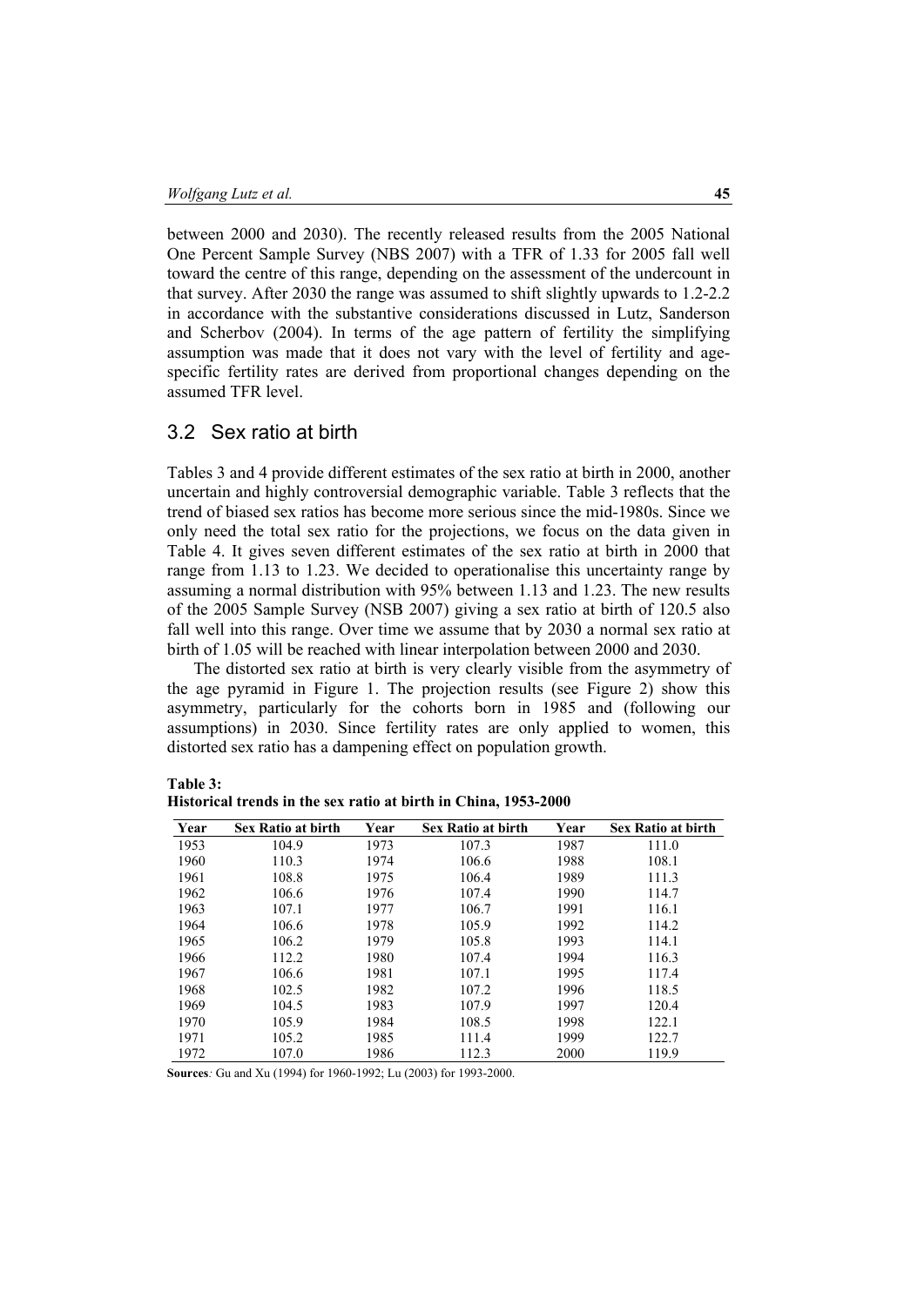between 2000 and 2030). The recently released results from the 2005 National One Percent Sample Survey (NBS 2007) with a TFR of 1.33 for 2005 fall well toward the centre of this range, depending on the assessment of the undercount in that survey. After 2030 the range was assumed to shift slightly upwards to 1.2-2.2 in accordance with the substantive considerations discussed in Lutz, Sanderson and Scherbov (2004). In terms of the age pattern of fertility the simplifying assumption was made that it does not vary with the level of fertility and age-specific fertility rates are derived from proportional changes depending on the assumed TFR level.

## 3.2 Sex ratio at birth

Tables 3 and 4 provide different estimates of the sex ratio at birth in 2000, another uncertain and highly controversial demographic variable. Table 3 reflects that the trend of biased sex ratios has become more serious since the mid-1980s. Since we only need the total sex ratio for the projections, we focus on the data given in Table 4. It gives seven different estimates of the sex ratio at birth in 2000 that range from 1.13 to 1.23. We decided to operationalise this uncertainty range by assuming a normal distribution with 95% between 1.13 and 1.23. The new results of the 2005 Sample Survey (NSB 2007) giving a sex ratio at birth of 120.5 also fall well into this range. Over time we assume that by 2030 a normal sex ratio at birth of 1.05 will be reached with linear interpolation between 2000 and 2030.

The distorted sex ratio at birth is very clearly visible from the asymmetry of the age pyramid in Figure 1. The projection results (see Figure 2) show this asymmetry, particularly for the cohorts born in 1985 and (following our assumptions) in 2030. Since fertility rates are only applied to women, this distorted sex ratio has a dampening effect on population growth.

**Table 3:**
**Historical trends in the sex ratio at birth in China, 1953-2000**

| Year | Sex Ratio at birth | Year | Sex Ratio at birth | Year | Sex Ratio at birth |
|---|---|---|---|---|---|
| 1953 | 104.9 | 1973 | 107.3 | 1987 | 111.0 |
| 1960 | 110.3 | 1974 | 106.6 | 1988 | 108.1 |
| 1961 | 108.8 | 1975 | 106.4 | 1989 | 111.3 |
| 1962 | 106.6 | 1976 | 107.4 | 1990 | 114.7 |
| 1963 | 107.1 | 1977 | 106.7 | 1991 | 116.1 |
| 1964 | 106.6 | 1978 | 105.9 | 1992 | 114.2 |
| 1965 | 106.2 | 1979 | 105.8 | 1993 | 114.1 |
| 1966 | 112.2 | 1980 | 107.4 | 1994 | 116.3 |
| 1967 | 106.6 | 1981 | 107.1 | 1995 | 117.4 |
| 1968 | 102.5 | 1982 | 107.2 | 1996 | 118.5 |
| 1969 | 104.5 | 1983 | 107.9 | 1997 | 120.4 |
| 1970 | 105.9 | 1984 | 108.5 | 1998 | 122.1 |
| 1971 | 105.2 | 1985 | 111.4 | 1999 | 122.7 |
| 1972 | 107.0 | 1986 | 112.3 | 2000 | 119.9 |

**Sources***:* Gu and Xu (1994) for 1960-1992; Lu (2003) for 1993-2000.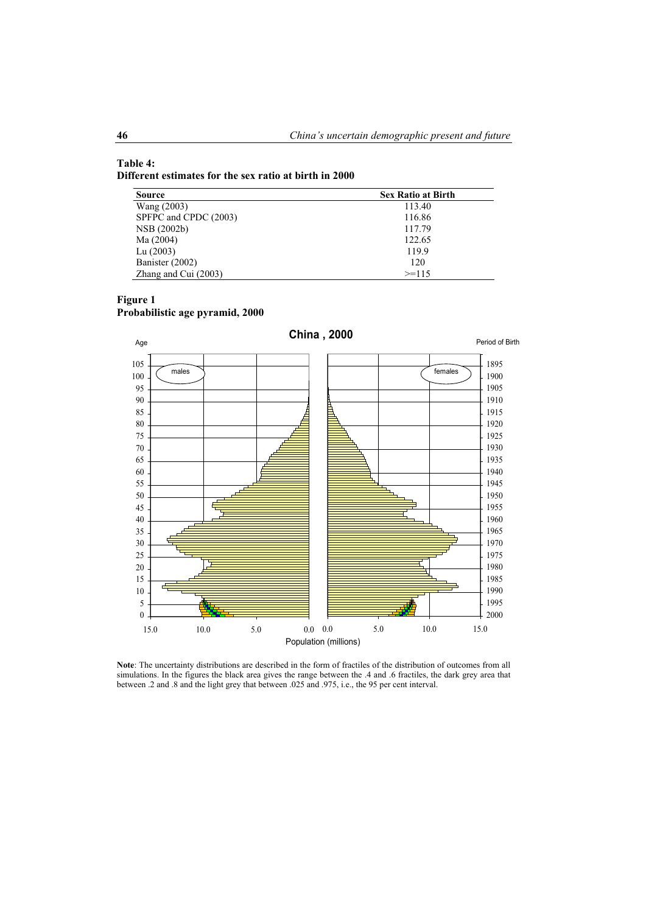**Table 4:**
**Different estimates for the sex ratio at birth in 2000**

| Source | Sex Ratio at Birth |
|---|---|
| Wang (2003) | 113.40 |
| SFPFC and CPDC (2003) | 116.86 |
| NSB (2002b) | 117.79 |
| Ma (2004) | 122.65 |
| Lu (2003) | 119.9 |
| Banister (2002) | 120 |
| Zhang and Cui (2003) | >=115 |

**Figure 1**
**Probabilistic age pyramid, 2000**

**Note**: The uncertainty distributions are described in the form of fractiles of the distribution of outcomes from all simulations. In the figures the black area gives the range between the .4 and .6 fractiles, the dark grey area that between .2 and .8 and the light grey that between .025 and .975, i.e., the 95 per cent interval.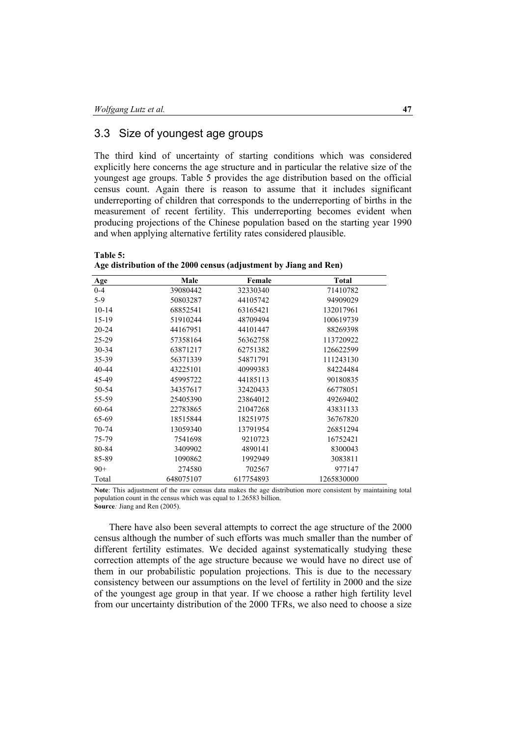## 3.3 Size of youngest age groups

The third kind of uncertainty of starting conditions which was considered explicitly here concerns the age structure and in particular the relative size of the youngest age groups. Table 5 provides the age distribution based on the official census count. Again there is reason to assume that it includes significant underreporting of children that corresponds to the underreporting of births in the measurement of recent fertility. This underreporting becomes evident when producing projections of the Chinese population based on the starting year 1990 and when applying alternative fertility rates considered plausible.

**Table 5:**
**Age distribution of the 2000 census (adjustment by Jiang and Ren)**

| Age | Male | Female | Total |
|---|---|---|---|
| 0-4 | 39080442 | 32330340 | 71410782 |
| 5-9 | 50803287 | 44105742 | 94909029 |
| 10-14 | 68852541 | 63165421 | 132017961 |
| 15-19 | 51910244 | 48709494 | 100619739 |
| 20-24 | 44167951 | 44101447 | 88269398 |
| 25-29 | 57358164 | 56362758 | 113720922 |
| 30-34 | 63871217 | 62751382 | 126622599 |
| 35-39 | 56371339 | 54871791 | 111243130 |
| 40-44 | 43225101 | 40999383 | 84224484 |
| 45-49 | 45995722 | 44185113 | 90180835 |
| 50-54 | 34357617 | 32420433 | 66778051 |
| 55-59 | 25405390 | 23864012 | 49269402 |
| 60-64 | 22783865 | 21047268 | 43831133 |
| 65-69 | 18515844 | 18251975 | 36767820 |
| 70-74 | 13059340 | 13791954 | 26851294 |
| 75-79 | 7541698 | 9210723 | 16752421 |
| 80-84 | 3409902 | 4890141 | 8300043 |
| 85-89 | 1090862 | 1992949 | 3083811 |
| 90+ | 274580 | 702567 | 977147 |
| Total | 648075107 | 617754893 | 1265830000 |

**Note**: This adjustment of the raw census data makes the age distribution more consistent by maintaining total population count in the census which was equal to 1.26583 billion.
**Source**: Jiang and Ren (2005).

There have also been several attempts to correct the age structure of the 2000 census although the number of such efforts was much smaller than the number of different fertility estimates. We decided against systematically studying these correction attempts of the age structure because we would have no direct use of them in our probabilistic population projections. This is due to the necessary consistency between our assumptions on the level of fertility in 2000 and the size of the youngest age group in that year. If we choose a rather high fertility level from our uncertainty distribution of the 2000 TFRs, we also need to choose a size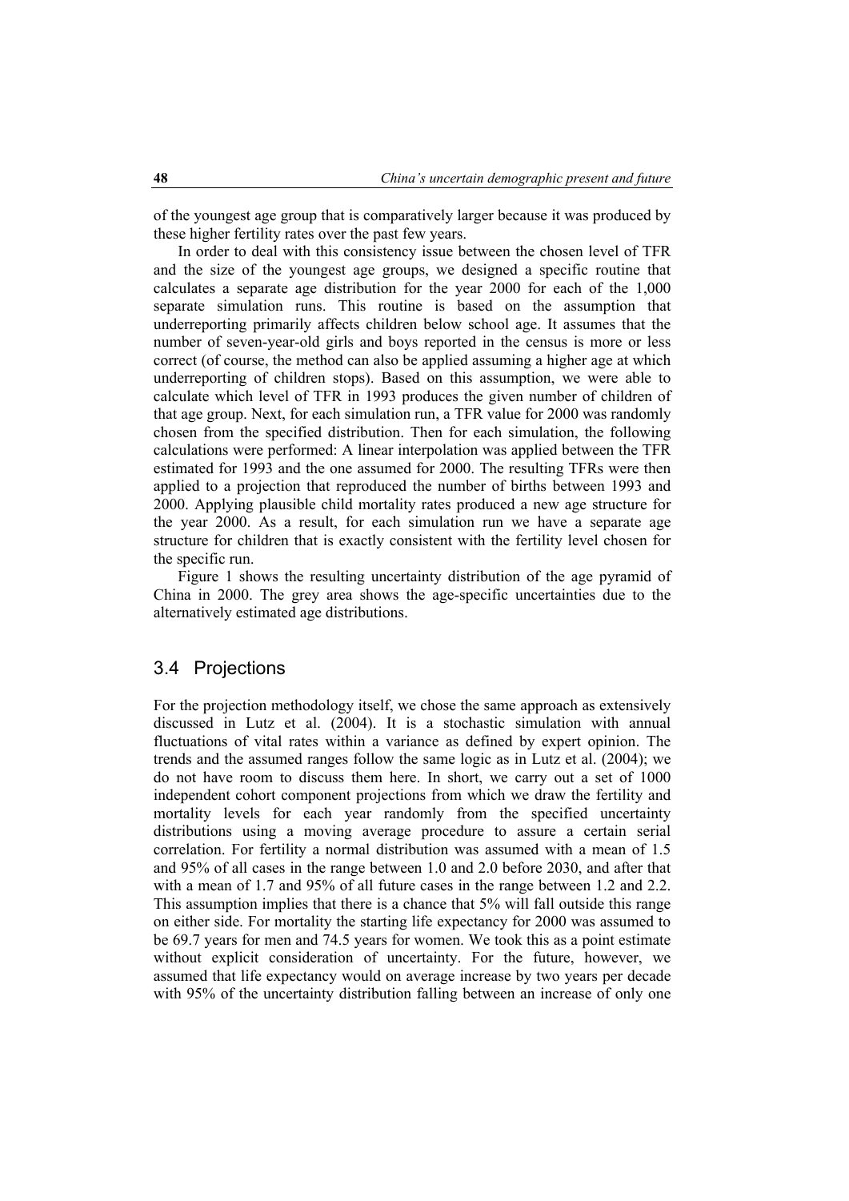of the youngest age group that is comparatively larger because it was produced by these higher fertility rates over the past few years.

In order to deal with this consistency issue between the chosen level of TFR and the size of the youngest age groups, we designed a specific routine that calculates a separate age distribution for the year 2000 for each of the 1,000 separate simulation runs. This routine is based on the assumption that underreporting primarily affects children below school age. It assumes that the number of seven-year-old girls and boys reported in the census is more or less correct (of course, the method can also be applied assuming a higher age at which underreporting of children stops). Based on this assumption, we were able to calculate which level of TFR in 1993 produces the given number of children of that age group. Next, for each simulation run, a TFR value for 2000 was randomly chosen from the specified distribution. Then for each simulation, the following calculations were performed: A linear interpolation was applied between the TFR estimated for 1993 and the one assumed for 2000. The resulting TFRs were then applied to a projection that reproduced the number of births between 1993 and 2000. Applying plausible child mortality rates produced a new age structure for the year 2000. As a result, for each simulation run we have a separate age structure for children that is exactly consistent with the fertility level chosen for the specific run.

Figure 1 shows the resulting uncertainty distribution of the age pyramid of China in 2000. The grey area shows the age-specific uncertainties due to the alternatively estimated age distributions.

## 3.4 Projections

For the projection methodology itself, we chose the same approach as extensively discussed in Lutz et al. (2004). It is a stochastic simulation with annual fluctuations of vital rates within a variance as defined by expert opinion. The trends and the assumed ranges follow the same logic as in Lutz et al. (2004); we do not have room to discuss them here. In short, we carry out a set of 1000 independent cohort component projections from which we draw the fertility and mortality levels for each year randomly from the specified uncertainty distributions using a moving average procedure to assure a certain serial correlation. For fertility a normal distribution was assumed with a mean of 1.5 and 95% of all cases in the range between 1.0 and 2.0 before 2030, and after that with a mean of 1.7 and 95% of all future cases in the range between 1.2 and 2.2. This assumption implies that there is a chance that 5% will fall outside this range on either side. For mortality the starting life expectancy for 2000 was assumed to be 69.7 years for men and 74.5 years for women. We took this as a point estimate without explicit consideration of uncertainty. For the future, however, we assumed that life expectancy would on average increase by two years per decade with 95% of the uncertainty distribution falling between an increase of only one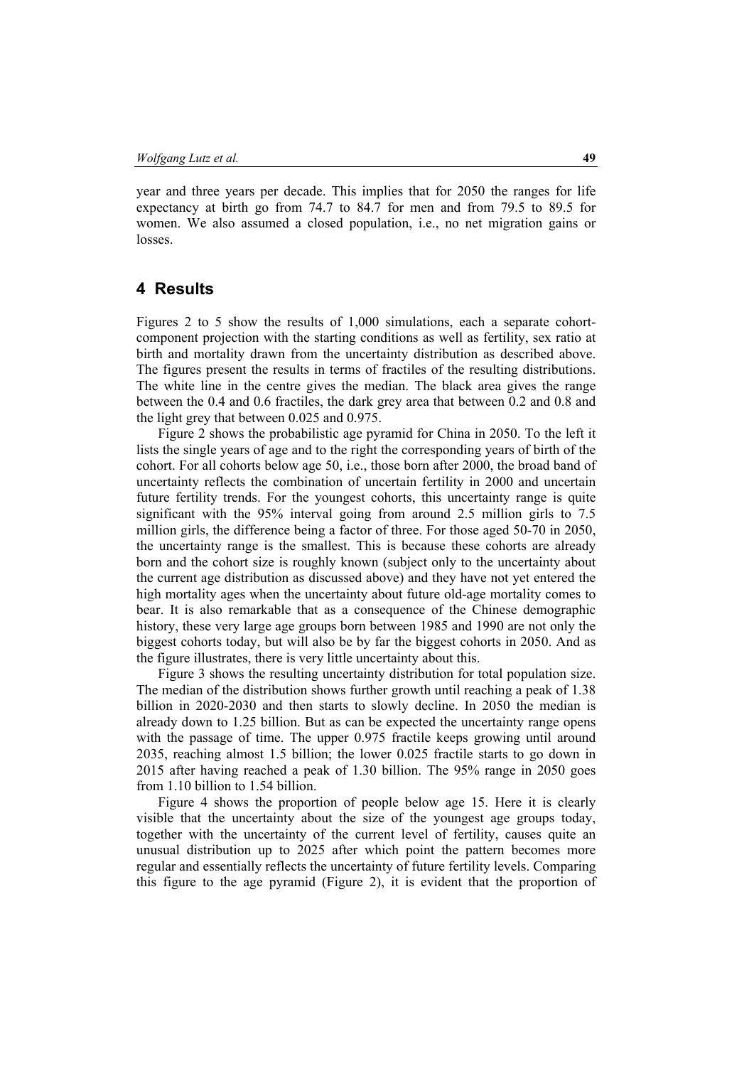year and three years per decade. This implies that for 2050 the ranges for life expectancy at birth go from 74.7 to 84.7 for men and from 79.5 to 89.5 for women. We also assumed a closed population, i.e., no net migration gains or losses.

## 4 Results

Figures 2 to 5 show the results of 1,000 simulations, each a separate cohort-component projection with the starting conditions as well as fertility, sex ratio at birth and mortality drawn from the uncertainty distribution as described above. The figures present the results in terms of fractiles of the resulting distributions. The white line in the centre gives the median. The black area gives the range between the 0.4 and 0.6 fractiles, the dark grey area that between 0.2 and 0.8 and the light grey that between 0.025 and 0.975.

Figure 2 shows the probabilistic age pyramid for China in 2050. To the left it lists the single years of age and to the right the corresponding years of birth of the cohort. For all cohorts below age 50, i.e., those born after 2000, the broad band of uncertainty reflects the combination of uncertain fertility in 2000 and uncertain future fertility trends. For the youngest cohorts, this uncertainty range is quite significant with the 95% interval going from around 2.5 million girls to 7.5 million girls, the difference being a factor of three. For those aged 50-70 in 2050, the uncertainty range is the smallest. This is because these cohorts are already born and the cohort size is roughly known (subject only to the uncertainty about the current age distribution as discussed above) and they have not yet entered the high mortality ages when the uncertainty about future old-age mortality comes to bear. It is also remarkable that as a consequence of the Chinese demographic history, these very large age groups born between 1985 and 1990 are not only the biggest cohorts today, but will also be by far the biggest cohorts in 2050. And as the figure illustrates, there is very little uncertainty about this.

Figure 3 shows the resulting uncertainty distribution for total population size. The median of the distribution shows further growth until reaching a peak of 1.38 billion in 2020-2030 and then starts to slowly decline. In 2050 the median is already down to 1.25 billion. But as can be expected the uncertainty range opens with the passage of time. The upper 0.975 fractile keeps growing until around 2035, reaching almost 1.5 billion; the lower 0.025 fractile starts to go down in 2015 after having reached a peak of 1.30 billion. The 95% range in 2050 goes from 1.10 billion to 1.54 billion.

Figure 4 shows the proportion of people below age 15. Here it is clearly visible that the uncertainty about the size of the youngest age groups today, together with the uncertainty of the current level of fertility, causes quite an unusual distribution up to 2025 after which point the pattern becomes more regular and essentially reflects the uncertainty of future fertility levels. Comparing this figure to the age pyramid (Figure 2), it is evident that the proportion of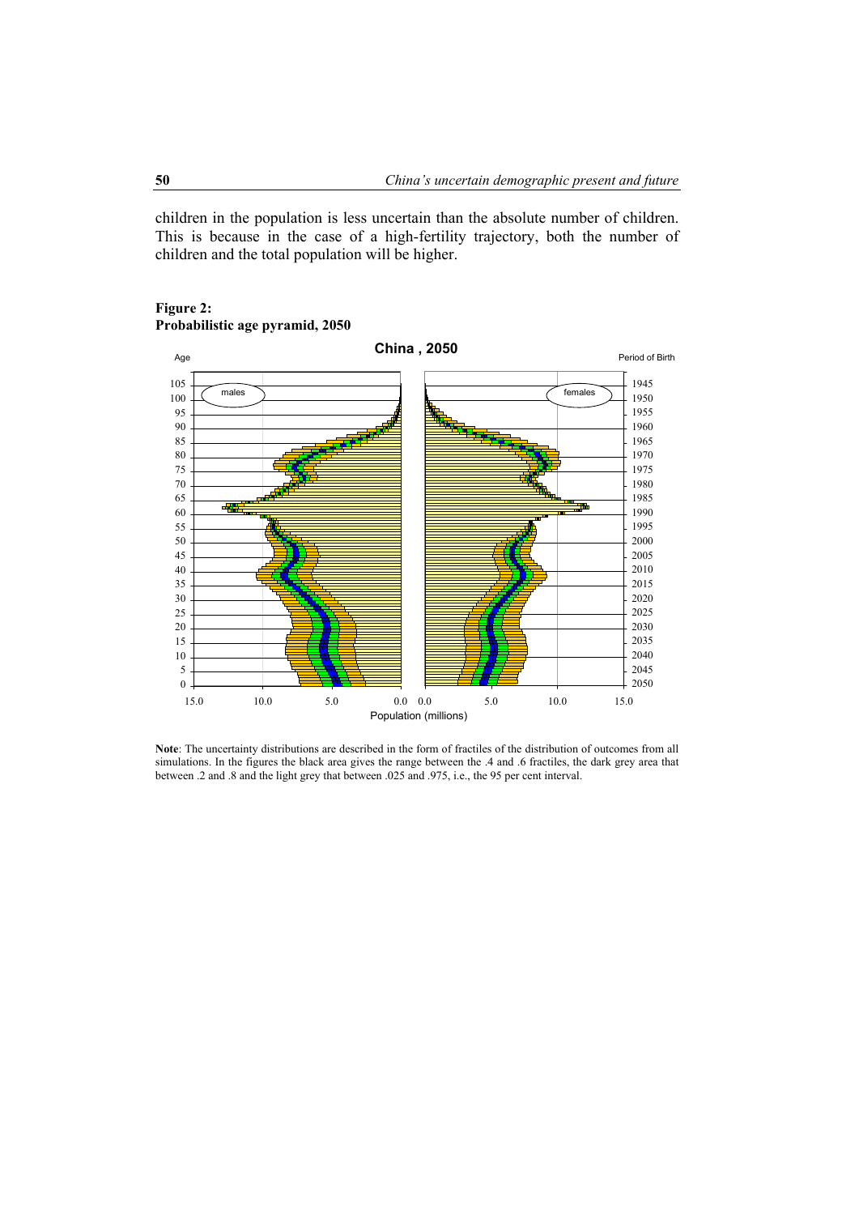children in the population is less uncertain than the absolute number of children. This is because in the case of a high-fertility trajectory, both the number of children and the total population will be higher.

**Figure 2:**
**Probabilistic age pyramid, 2050**

**Note**: The uncertainty distributions are described in the form of fractiles of the distribution of outcomes from all simulations. In the figures the black area gives the range between the .4 and .6 fractiles, the dark grey area that between .2 and .8 and the light grey that between .025 and .975, i.e., the 95 per cent interval.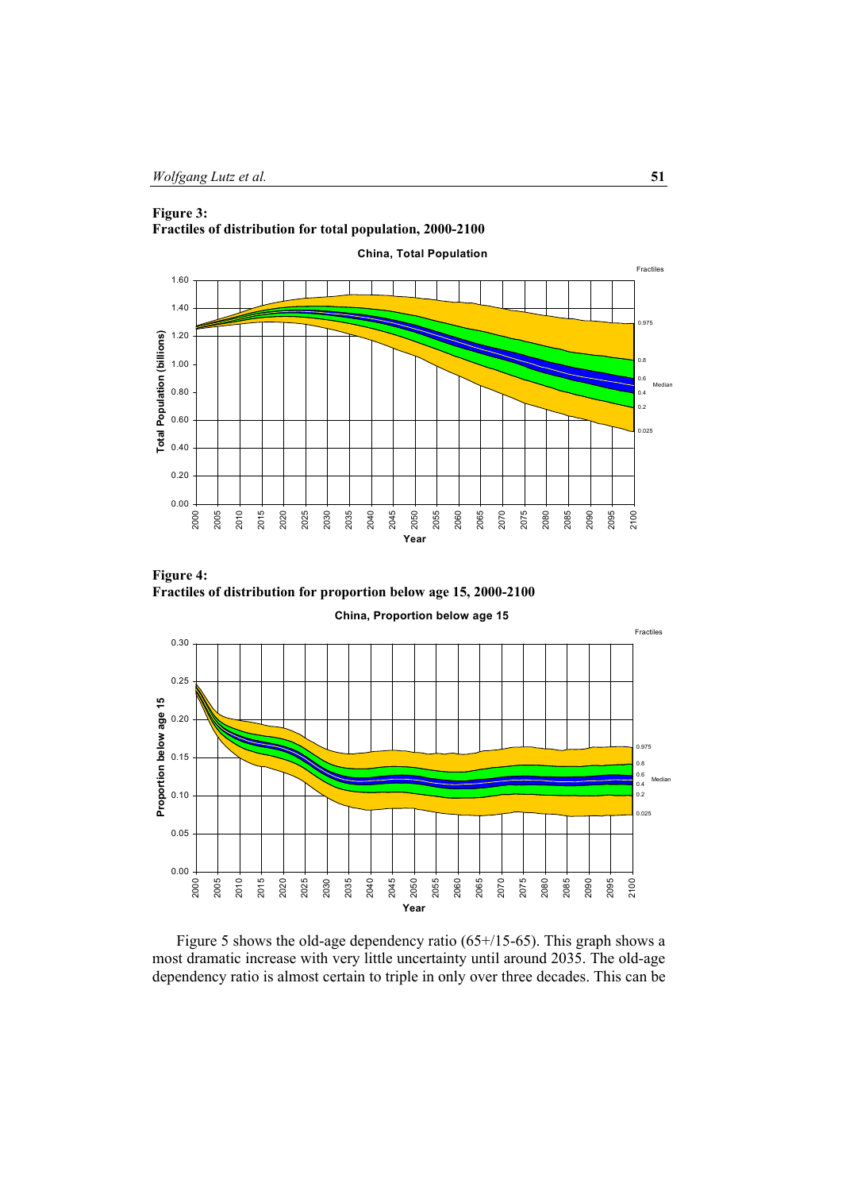**Figure 3:**
**Fractiles of distribution for total population, 2000-2100**

**Figure 4:**
**Fractiles of distribution for proportion below age 15, 2000-2100**

Figure 5 shows the old-age dependency ratio (65+/15-65). This graph shows a most dramatic increase with very little uncertainty until around 2035. The old-age dependency ratio is almost certain to triple in only over three decades. This can be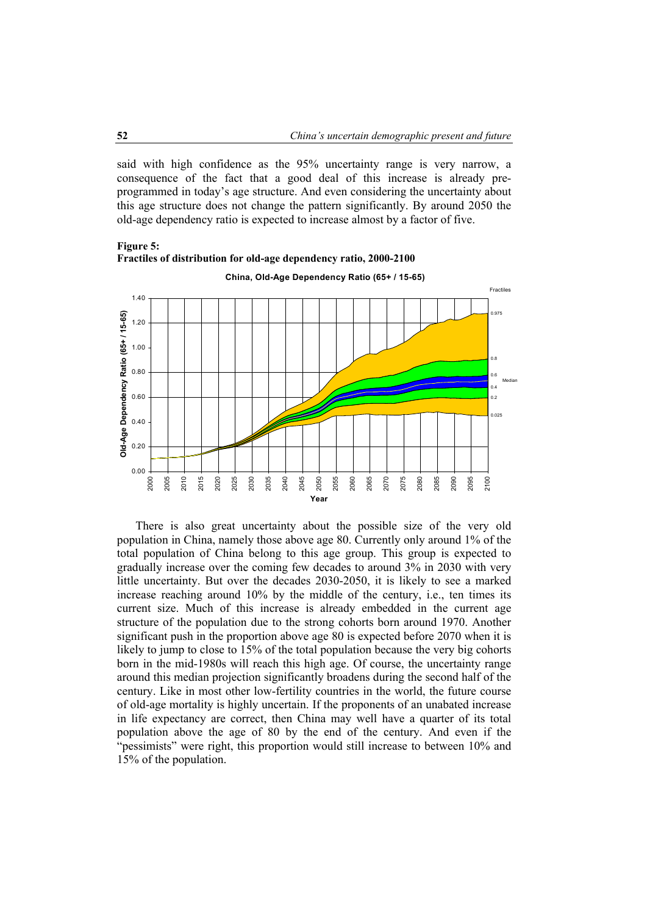said with high confidence as the 95% uncertainty range is very narrow, a consequence of the fact that a good deal of this increase is already pre-programmed in today's age structure. And even considering the uncertainty about this age structure does not change the pattern significantly. By around 2050 the old-age dependency ratio is expected to increase almost by a factor of five.

**Figure 5:**
**Fractiles of distribution for old-age dependency ratio, 2000-2100**

There is also great uncertainty about the possible size of the very old population in China, namely those above age 80. Currently only around 1% of the total population of China belong to this age group. This group is expected to gradually increase over the coming few decades to around 3% in 2030 with very little uncertainty. But over the decades 2030-2050, it is likely to see a marked increase reaching around 10% by the middle of the century, i.e., ten times its current size. Much of this increase is already embedded in the current age structure of the population due to the strong cohorts born around 1970. Another significant push in the proportion above age 80 is expected before 2070 when it is likely to jump to close to 15% of the total population because the very big cohorts born in the mid-1980s will reach this high age. Of course, the uncertainty range around this median projection significantly broadens during the second half of the century. Like in most other low-fertility countries in the world, the future course of old-age mortality is highly uncertain. If the proponents of an unabated increase in life expectancy are correct, then China may well have a quarter of its total population above the age of 80 by the end of the century. And even if the "pessimists" were right, this proportion would still increase to between 10% and 15% of the population.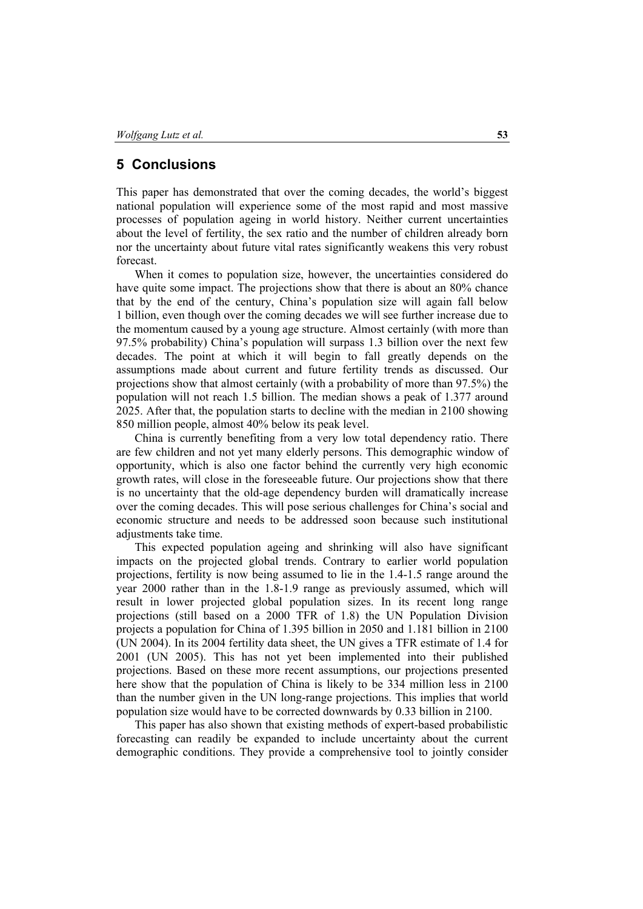## 5 Conclusions

This paper has demonstrated that over the coming decades, the world's biggest national population will experience some of the most rapid and most massive processes of population ageing in world history. Neither current uncertainties about the level of fertility, the sex ratio and the number of children already born nor the uncertainty about future vital rates significantly weakens this very robust forecast.

When it comes to population size, however, the uncertainties considered do have quite some impact. The projections show that there is about an 80% chance that by the end of the century, China's population size will again fall below 1 billion, even though over the coming decades we will see further increase due to the momentum caused by a young age structure. Almost certainly (with more than 97.5% probability) China's population will surpass 1.3 billion over the next few decades. The point at which it will begin to fall greatly depends on the assumptions made about current and future fertility trends as discussed. Our projections show that almost certainly (with a probability of more than 97.5%) the population will not reach 1.5 billion. The median shows a peak of 1.377 around 2025. After that, the population starts to decline with the median in 2100 showing 850 million people, almost 40% below its peak level.

China is currently benefiting from a very low total dependency ratio. There are few children and not yet many elderly persons. This demographic window of opportunity, which is also one factor behind the currently very high economic growth rates, will close in the foreseeable future. Our projections show that there is no uncertainty that the old-age dependency burden will dramatically increase over the coming decades. This will pose serious challenges for China's social and economic structure and needs to be addressed soon because such institutional adjustments take time.

This expected population ageing and shrinking will also have significant impacts on the projected global trends. Contrary to earlier world population projections, fertility is now being assumed to lie in the 1.4-1.5 range around the year 2000 rather than in the 1.8-1.9 range as previously assumed, which will result in lower projected global population sizes. In its recent long range projections (still based on a 2000 TFR of 1.8) the UN Population Division projects a population for China of 1.395 billion in 2050 and 1.181 billion in 2100 (UN 2004). In its 2004 fertility data sheet, the UN gives a TFR estimate of 1.4 for 2001 (UN 2005). This has not yet been implemented into their published projections. Based on these more recent assumptions, our projections presented here show that the population of China is likely to be 334 million less in 2100 than the number given in the UN long-range projections. This implies that world population size would have to be corrected downwards by 0.33 billion in 2100.

This paper has also shown that existing methods of expert-based probabilistic forecasting can readily be expanded to include uncertainty about the current demographic conditions. They provide a comprehensive tool to jointly consider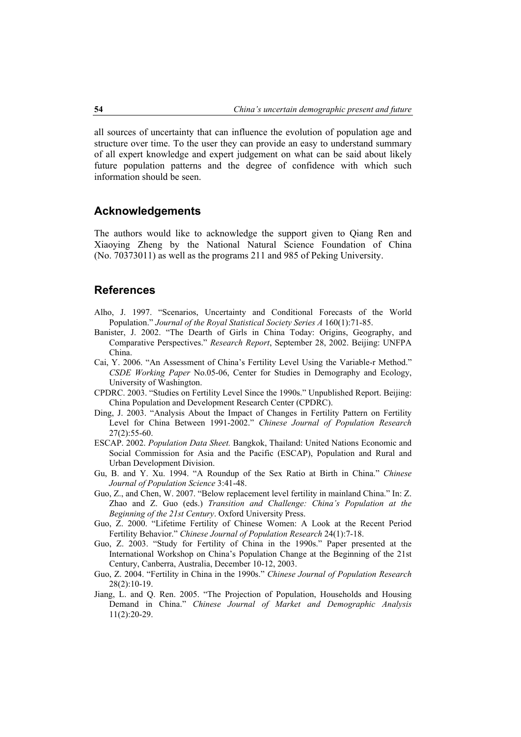all sources of uncertainty that can influence the evolution of population age and structure over time. To the user they can provide an easy to understand summary of all expert knowledge and expert judgement on what can be said about likely future population patterns and the degree of confidence with which such information should be seen.

## Acknowledgements

The authors would like to acknowledge the support given to Qiang Ren and Xiaoying Zheng by the National Natural Science Foundation of China (No. 70373011) as well as the programs 211 and 985 of Peking University.

## References

Alho, J. 1997. "Scenarios, Uncertainty and Conditional Forecasts of the World Population." *Journal of the Royal Statistical Society Series A* 160(1):71-85.

Banister, J. 2002. "The Dearth of Girls in China Today: Origins, Geography, and Comparative Perspectives." *Research Report*, September 28, 2002. Beijing: UNFPA China.

Cai, Y. 2006. "An Assessment of China's Fertility Level Using the Variable-r Method." *CSDE Working Paper* No.05-06, Center for Studies in Demography and Ecology, University of Washington.

CPDRC. 2003. "Studies on Fertility Level Since the 1990s." Unpublished Report. Beijing: China Population and Development Research Center (CPDRC).

Ding, J. 2003. "Analysis About the Impact of Changes in Fertility Pattern on Fertility Level for China Between 1991-2002." *Chinese Journal of Population Research* 27(2):55-60.

ESCAP. 2002. *Population Data Sheet.* Bangkok, Thailand: United Nations Economic and Social Commission for Asia and the Pacific (ESCAP), Population and Rural and Urban Development Division.

Gu, B. and Y. Xu. 1994. "A Roundup of the Sex Ratio at Birth in China." *Chinese Journal of Population Science* 3:41-48.

Guo, Z., and Chen, W. 2007. "Below replacement level fertility in mainland China." In: Z. Zhao and Z. Guo (eds.) *Transition and Challenge: China's Population at the Beginning of the 21st Century*. Oxford University Press.

Guo, Z. 2000. "Lifetime Fertility of Chinese Women: A Look at the Recent Period Fertility Behavior." *Chinese Journal of Population Research* 24(1):7-18.

Guo, Z. 2003. "Study for Fertility of China in the 1990s." Paper presented at the International Workshop on China's Population Change at the Beginning of the 21st Century, Canberra, Australia, December 10-12, 2003.

Guo, Z. 2004. "Fertility in China in the 1990s." *Chinese Journal of Population Research* 28(2):10-19.

Jiang, L. and Q. Ren. 2005. "The Projection of Population, Households and Housing Demand in China." *Chinese Journal of Market and Demographic Analysis* 11(2):20-29.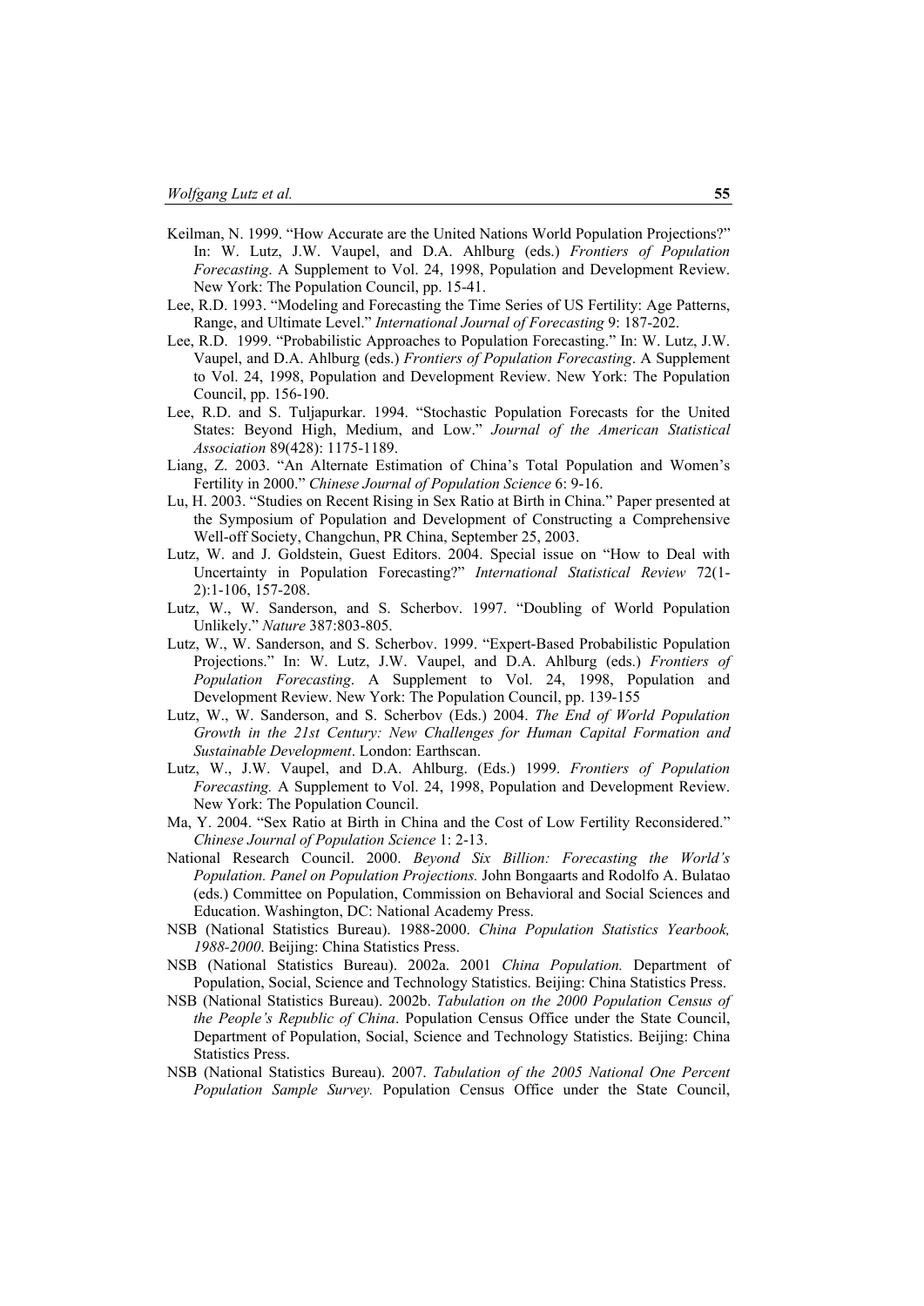Keilman, N. 1999. "How Accurate are the United Nations World Population Projections?" In: W. Lutz, J.W. Vaupel, and D.A. Ahlburg (eds.) *Frontiers of Population Forecasting*. A Supplement to Vol. 24, 1998, Population and Development Review. New York: The Population Council, pp. 15-41.

Lee, R.D. 1993. "Modeling and Forecasting the Time Series of US Fertility: Age Patterns, Range, and Ultimate Level." *International Journal of Forecasting* 9: 187-202.

Lee, R.D. 1999. "Probabilistic Approaches to Population Forecasting." In: W. Lutz, J.W. Vaupel, and D.A. Ahlburg (eds.) *Frontiers of Population Forecasting*. A Supplement to Vol. 24, 1998, Population and Development Review. New York: The Population Council, pp. 156-190.

Lee, R.D. and S. Tuljapurkar. 1994. "Stochastic Population Forecasts for the United States: Beyond High, Medium, and Low." *Journal of the American Statistical Association* 89(428): 1175-1189.

Liang, Z. 2003. "An Alternate Estimation of China's Total Population and Women's Fertility in 2000." *Chinese Journal of Population Science* 6: 9-16.

Lu, H. 2003. "Studies on Recent Rising in Sex Ratio at Birth in China." Paper presented at the Symposium of Population and Development of Constructing a Comprehensive Well-off Society, Changchun, PR China, September 25, 2003.

Lutz, W. and J. Goldstein, Guest Editors. 2004. Special issue on "How to Deal with Uncertainty in Population Forecasting?" *International Statistical Review* 72(1-2):1-106, 157-208.

Lutz, W., W. Sanderson, and S. Scherbov. 1997. "Doubling of World Population Unlikely." *Nature* 387:803-805.

Lutz, W., W. Sanderson, and S. Scherbov. 1999. "Expert-Based Probabilistic Population Projections." In: W. Lutz, J.W. Vaupel, and D.A. Ahlburg (eds.) *Frontiers of Population Forecasting*. A Supplement to Vol. 24, 1998, Population and Development Review. New York: The Population Council, pp. 139-155

Lutz, W., W. Sanderson, and S. Scherbov (Eds.) 2004. *The End of World Population Growth in the 21st Century: New Challenges for Human Capital Formation and Sustainable Development*. London: Earthscan.

Lutz, W., J.W. Vaupel, and D.A. Ahlburg. (Eds.) 1999. *Frontiers of Population Forecasting.* A Supplement to Vol. 24, 1998, Population and Development Review. New York: The Population Council.

Ma, Y. 2004. "Sex Ratio at Birth in China and the Cost of Low Fertility Reconsidered." *Chinese Journal of Population Science* 1: 2-13.

National Research Council. 2000. *Beyond Six Billion: Forecasting the World's Population. Panel on Population Projections.* John Bongaarts and Rodolfo A. Bulatao (eds.) Committee on Population, Commission on Behavioral and Social Sciences and Education. Washington, DC: National Academy Press.

NSB (National Statistics Bureau). 1988-2000. *China Population Statistics Yearbook, 1988-2000.* Beijing: China Statistics Press.

NSB (National Statistics Bureau). 2002a. 2001 *China Population.* Department of Population, Social, Science and Technology Statistics. Beijing: China Statistics Press.

NSB (National Statistics Bureau). 2002b. *Tabulation on the 2000 Population Census of the People's Republic of China*. Population Census Office under the State Council, Department of Population, Social, Science and Technology Statistics. Beijing: China Statistics Press.

NSB (National Statistics Bureau). 2007. *Tabulation of the 2005 National One Percent Population Sample Survey.* Population Census Office under the State Council,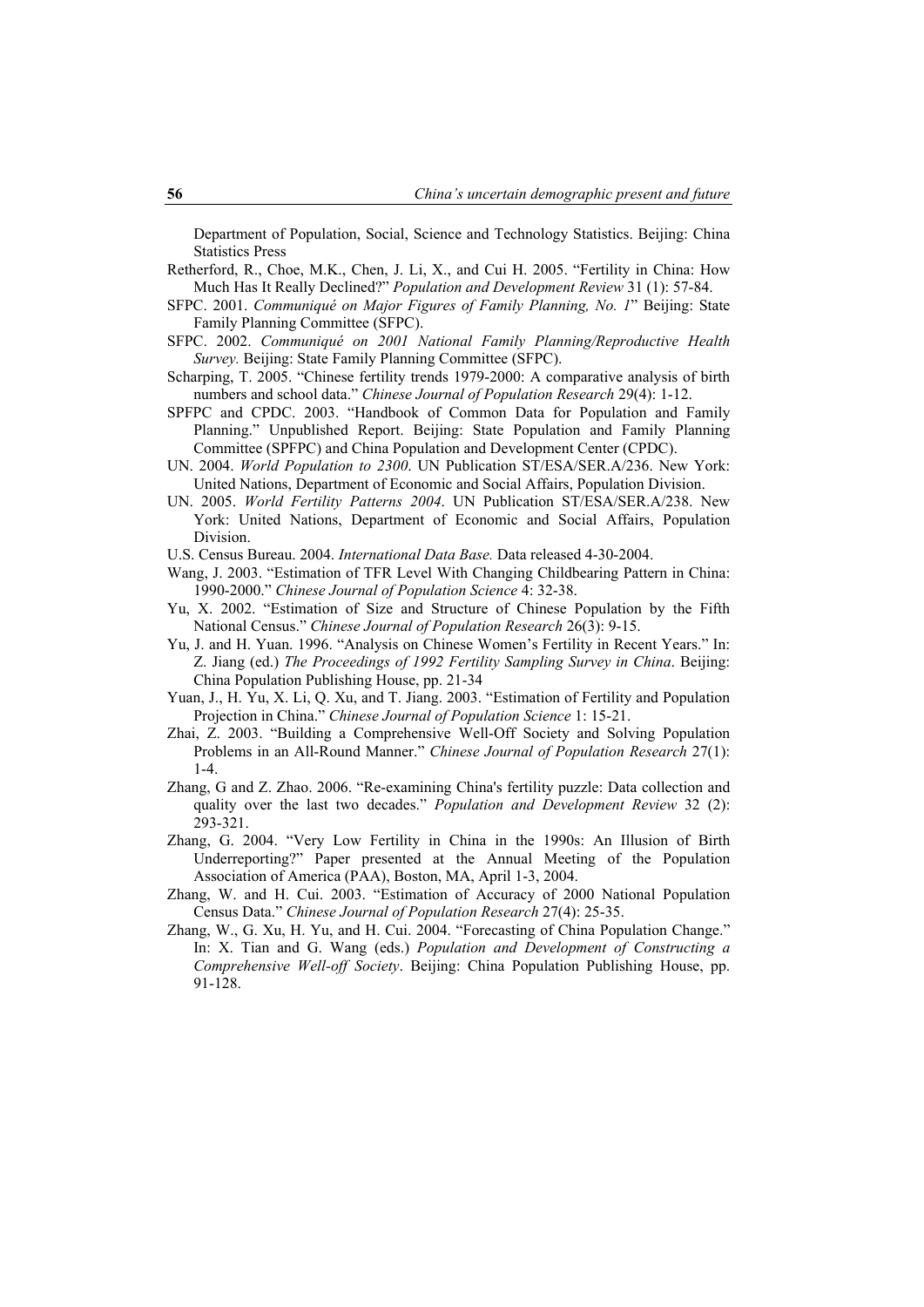Department of Population, Social, Science and Technology Statistics. Beijing: China Statistics Press

Retherford, R., Choe, M.K., Chen, J. Li, X., and Cui H. 2005. "Fertility in China: How Much Has It Really Declined?" *Population and Development Review* 31 (1): 57-84.

SFPC. 2001. *Communiqué on Major Figures of Family Planning, No. 1*" Beijing: State Family Planning Committee (SFPC).

SFPC. 2002. *Communiqué on 2001 National Family Planning/Reproductive Health Survey.* Beijing: State Family Planning Committee (SFPC).

Scharping, T. 2005. "Chinese fertility trends 1979-2000: A comparative analysis of birth numbers and school data." *Chinese Journal of Population Research* 29(4): 1-12.

SPFPC and CPDC. 2003. "Handbook of Common Data for Population and Family Planning." Unpublished Report. Beijing: State Population and Family Planning Committee (SPFPC) and China Population and Development Center (CPDC).

UN. 2004. *World Population to 2300*. UN Publication ST/ESA/SER.A/236. New York: United Nations, Department of Economic and Social Affairs, Population Division.

UN. 2005. *World Fertility Patterns 2004*. UN Publication ST/ESA/SER.A/238. New York: United Nations, Department of Economic and Social Affairs, Population Division.

U.S. Census Bureau. 2004. *International Data Base.* Data released 4-30-2004.

Wang, J. 2003. "Estimation of TFR Level With Changing Childbearing Pattern in China: 1990-2000." *Chinese Journal of Population Science* 4: 32-38.

Yu, X. 2002. "Estimation of Size and Structure of Chinese Population by the Fifth National Census." *Chinese Journal of Population Research* 26(3): 9-15.

Yu, J. and H. Yuan. 1996. "Analysis on Chinese Women's Fertility in Recent Years." In: Z. Jiang (ed.) *The Proceedings of 1992 Fertility Sampling Survey in China*. Beijing: China Population Publishing House, pp. 21-34

Yuan, J., H. Yu, X. Li, Q. Xu, and T. Jiang. 2003. "Estimation of Fertility and Population Projection in China." *Chinese Journal of Population Science* 1: 15-21.

Zhai, Z. 2003. "Building a Comprehensive Well-Off Society and Solving Population Problems in an All-Round Manner." *Chinese Journal of Population Research* 27(1): 1-4.

Zhang, G and Z. Zhao. 2006. "Re-examining China's fertility puzzle: Data collection and quality over the last two decades." *Population and Development Review* 32 (2): 293-321.

Zhang, G. 2004. "Very Low Fertility in China in the 1990s: An Illusion of Birth Underreporting?" Paper presented at the Annual Meeting of the Population Association of America (PAA), Boston, MA, April 1-3, 2004.

Zhang, W. and H. Cui. 2003. "Estimation of Accuracy of 2000 National Population Census Data." *Chinese Journal of Population Research* 27(4): 25-35.

Zhang, W., G. Xu, H. Yu, and H. Cui. 2004. "Forecasting of China Population Change." In: X. Tian and G. Wang (eds.) *Population and Development of Constructing a Comprehensive Well-off Society*. Beijing: China Population Publishing House, pp. 91-128.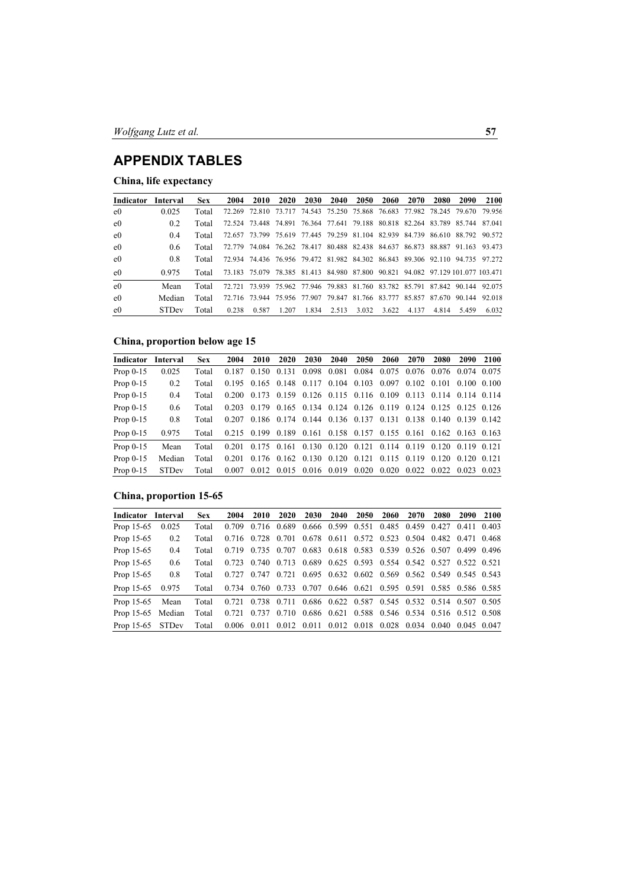## APPENDIX TABLES

### China, life expectancy

| Indicator | Interval | Sex | 2004 | 2010 | 2020 | 2030 | 2040 | 2050 | 2060 | 2070 | 2080 | 2090 | 2100 |
|---|---|---|---|---|---|---|---|---|---|---|---|---|---|
| e0 | 0.025 | Total | 72.269 | 72.810 | 73.717 | 74.543 | 75.250 | 75.868 | 76.683 | 77.982 | 78.245 | 79.670 | 79.956 |
| e0 | 0.2 | Total | 72.524 | 73.448 | 74.891 | 76.364 | 77.641 | 79.188 | 80.818 | 82.264 | 83.789 | 85.744 | 87.041 |
| e0 | 0.4 | Total | 72.657 | 73.799 | 75.619 | 77.445 | 79.259 | 81.104 | 82.939 | 84.739 | 86.610 | 88.792 | 90.572 |
| e0 | 0.6 | Total | 72.779 | 74.084 | 76.262 | 78.417 | 80.488 | 82.438 | 84.637 | 86.873 | 88.887 | 91.163 | 93.473 |
| e0 | 0.8 | Total | 72.934 | 74.436 | 76.956 | 79.472 | 81.982 | 84.302 | 86.843 | 89.306 | 92.110 | 94.735 | 97.272 |
| e0 | 0.975 | Total | 73.183 | 75.079 | 78.385 | 81.413 | 84.980 | 87.800 | 90.821 | 94.082 | 97.129 | 101.077 | 103.471 |
| e0 | Mean | Total | 72.721 | 73.939 | 75.962 | 77.946 | 79.883 | 81.760 | 83.782 | 85.791 | 87.842 | 90.144 | 92.075 |
| e0 | Median | Total | 72.716 | 73.944 | 75.956 | 77.907 | 79.847 | 81.766 | 83.777 | 85.857 | 87.670 | 90.144 | 92.018 |
| e0 | STDev | Total | 0.238 | 0.587 | 1.207 | 1.834 | 2.513 | 3.032 | 3.622 | 4.137 | 4.814 | 5.459 | 6.032 |

### China, proportion below age 15

| Indicator | Interval | Sex | 2004 | 2010 | 2020 | 2030 | 2040 | 2050 | 2060 | 2070 | 2080 | 2090 | 2100 |
|---|---|---|---|---|---|---|---|---|---|---|---|---|---|
| Prop 0-15 | 0.025 | Total | 0.187 | 0.150 | 0.131 | 0.098 | 0.081 | 0.084 | 0.075 | 0.076 | 0.076 | 0.074 | 0.075 |
| Prop 0-15 | 0.2 | Total | 0.195 | 0.165 | 0.148 | 0.117 | 0.104 | 0.103 | 0.097 | 0.102 | 0.101 | 0.100 | 0.100 |
| Prop 0-15 | 0.4 | Total | 0.200 | 0.173 | 0.159 | 0.126 | 0.115 | 0.116 | 0.109 | 0.113 | 0.114 | 0.114 | 0.114 |
| Prop 0-15 | 0.6 | Total | 0.203 | 0.179 | 0.165 | 0.134 | 0.124 | 0.126 | 0.119 | 0.124 | 0.125 | 0.125 | 0.126 |
| Prop 0-15 | 0.8 | Total | 0.207 | 0.186 | 0.174 | 0.144 | 0.136 | 0.137 | 0.131 | 0.138 | 0.140 | 0.139 | 0.142 |
| Prop 0-15 | 0.975 | Total | 0.215 | 0.199 | 0.189 | 0.161 | 0.158 | 0.157 | 0.155 | 0.161 | 0.162 | 0.163 | 0.163 |
| Prop 0-15 | Mean | Total | 0.201 | 0.175 | 0.161 | 0.130 | 0.120 | 0.121 | 0.114 | 0.119 | 0.120 | 0.119 | 0.121 |
| Prop 0-15 | Median | Total | 0.201 | 0.176 | 0.162 | 0.130 | 0.120 | 0.121 | 0.115 | 0.119 | 0.120 | 0.120 | 0.121 |
| Prop 0-15 | STDev | Total | 0.007 | 0.012 | 0.015 | 0.016 | 0.019 | 0.020 | 0.020 | 0.022 | 0.022 | 0.023 | 0.023 |

### China, proportion 15-65

| Indicator | Interval | Sex | 2004 | 2010 | 2020 | 2030 | 2040 | 2050 | 2060 | 2070 | 2080 | 2090 | 2100 |
|---|---|---|---|---|---|---|---|---|---|---|---|---|---|
| Prop 15-65 | 0.025 | Total | 0.709 | 0.716 | 0.689 | 0.666 | 0.599 | 0.551 | 0.485 | 0.459 | 0.427 | 0.411 | 0.403 |
| Prop 15-65 | 0.2 | Total | 0.716 | 0.728 | 0.701 | 0.678 | 0.611 | 0.572 | 0.523 | 0.504 | 0.482 | 0.471 | 0.468 |
| Prop 15-65 | 0.4 | Total | 0.719 | 0.735 | 0.707 | 0.683 | 0.618 | 0.583 | 0.539 | 0.526 | 0.507 | 0.499 | 0.496 |
| Prop 15-65 | 0.6 | Total | 0.723 | 0.740 | 0.713 | 0.689 | 0.625 | 0.593 | 0.554 | 0.542 | 0.527 | 0.522 | 0.521 |
| Prop 15-65 | 0.8 | Total | 0.727 | 0.747 | 0.721 | 0.695 | 0.632 | 0.602 | 0.569 | 0.562 | 0.549 | 0.545 | 0.543 |
| Prop 15-65 | 0.975 | Total | 0.734 | 0.760 | 0.733 | 0.707 | 0.646 | 0.621 | 0.595 | 0.591 | 0.585 | 0.586 | 0.585 |
| Prop 15-65 | Mean | Total | 0.721 | 0.738 | 0.711 | 0.686 | 0.622 | 0.587 | 0.545 | 0.532 | 0.514 | 0.507 | 0.505 |
| Prop 15-65 | Median | Total | 0.721 | 0.737 | 0.710 | 0.686 | 0.621 | 0.588 | 0.546 | 0.534 | 0.516 | 0.512 | 0.508 |
| Prop 15-65 | STDev | Total | 0.006 | 0.011 | 0.012 | 0.011 | 0.012 | 0.018 | 0.028 | 0.034 | 0.040 | 0.045 | 0.047 |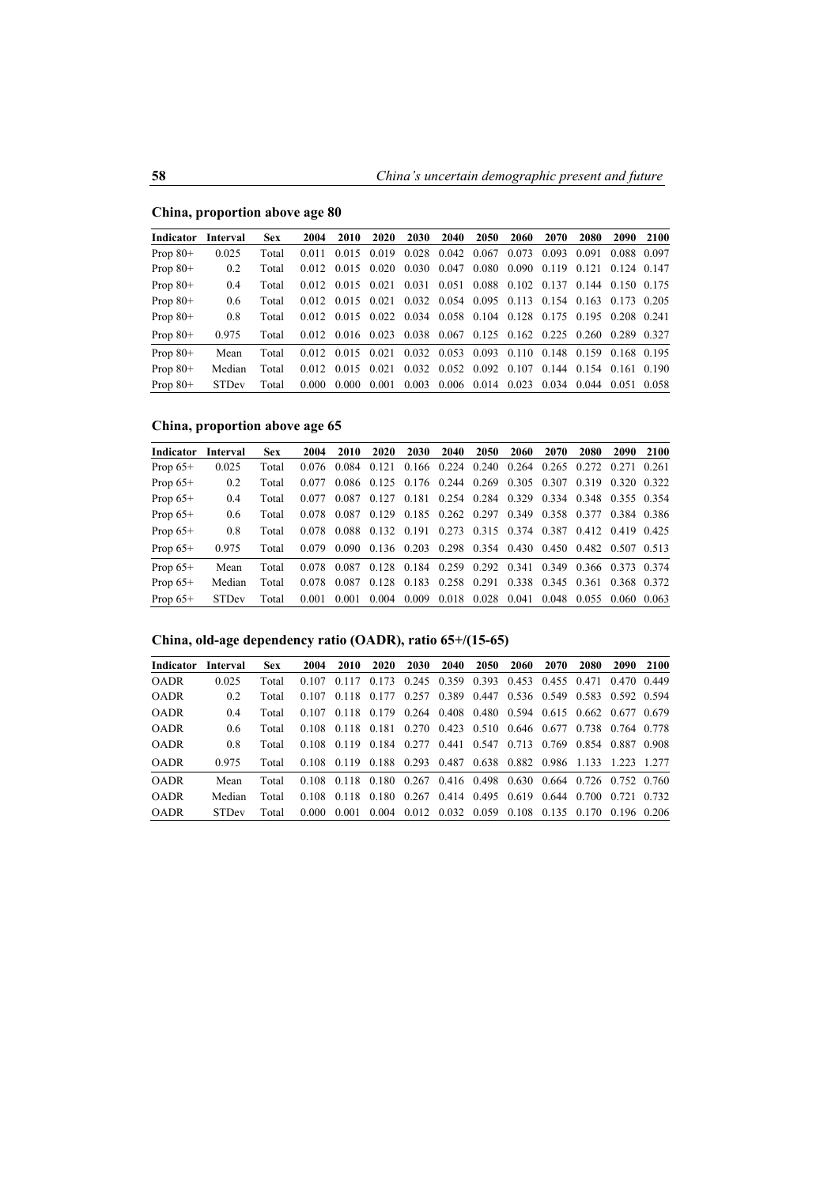## China, proportion above age 80

| Indicator | Interval | Sex | 2004 | 2010 | 2020 | 2030 | 2040 | 2050 | 2060 | 2070 | 2080 | 2090 | 2100 |
|---|---|---|---|---|---|---|---|---|---|---|---|---|---|
| Prop 80+ | 0.025 | Total | 0.011 | 0.015 | 0.019 | 0.028 | 0.042 | 0.067 | 0.073 | 0.093 | 0.091 | 0.088 | 0.097 |
| Prop 80+ | 0.2 | Total | 0.012 | 0.015 | 0.020 | 0.030 | 0.047 | 0.080 | 0.090 | 0.119 | 0.121 | 0.124 | 0.147 |
| Prop 80+ | 0.4 | Total | 0.012 | 0.015 | 0.021 | 0.031 | 0.051 | 0.088 | 0.102 | 0.137 | 0.144 | 0.150 | 0.175 |
| Prop 80+ | 0.6 | Total | 0.012 | 0.015 | 0.021 | 0.032 | 0.054 | 0.095 | 0.113 | 0.154 | 0.163 | 0.173 | 0.205 |
| Prop 80+ | 0.8 | Total | 0.012 | 0.015 | 0.022 | 0.034 | 0.058 | 0.104 | 0.128 | 0.175 | 0.195 | 0.208 | 0.241 |
| Prop 80+ | 0.975 | Total | 0.012 | 0.016 | 0.023 | 0.038 | 0.067 | 0.125 | 0.162 | 0.225 | 0.260 | 0.289 | 0.327 |
| Prop 80+ | Mean | Total | 0.012 | 0.015 | 0.021 | 0.032 | 0.053 | 0.093 | 0.110 | 0.148 | 0.159 | 0.168 | 0.195 |
| Prop 80+ | Median | Total | 0.012 | 0.015 | 0.021 | 0.032 | 0.052 | 0.092 | 0.107 | 0.144 | 0.154 | 0.161 | 0.190 |
| Prop 80+ | STDev | Total | 0.000 | 0.000 | 0.001 | 0.003 | 0.006 | 0.014 | 0.023 | 0.034 | 0.044 | 0.051 | 0.058 |

## China, proportion above age 65

| Indicator | Interval | Sex | 2004 | 2010 | 2020 | 2030 | 2040 | 2050 | 2060 | 2070 | 2080 | 2090 | 2100 |
|---|---|---|---|---|---|---|---|---|---|---|---|---|---|
| Prop 65+ | 0.025 | Total | 0.076 | 0.084 | 0.121 | 0.166 | 0.224 | 0.240 | 0.264 | 0.265 | 0.272 | 0.271 | 0.261 |
| Prop 65+ | 0.2 | Total | 0.077 | 0.086 | 0.125 | 0.176 | 0.244 | 0.269 | 0.305 | 0.307 | 0.319 | 0.320 | 0.322 |
| Prop 65+ | 0.4 | Total | 0.077 | 0.087 | 0.127 | 0.181 | 0.254 | 0.284 | 0.329 | 0.334 | 0.348 | 0.355 | 0.354 |
| Prop 65+ | 0.6 | Total | 0.078 | 0.087 | 0.129 | 0.185 | 0.262 | 0.297 | 0.349 | 0.358 | 0.377 | 0.384 | 0.386 |
| Prop 65+ | 0.8 | Total | 0.078 | 0.088 | 0.132 | 0.191 | 0.273 | 0.315 | 0.374 | 0.387 | 0.412 | 0.419 | 0.425 |
| Prop 65+ | 0.975 | Total | 0.079 | 0.090 | 0.136 | 0.203 | 0.298 | 0.354 | 0.430 | 0.450 | 0.482 | 0.507 | 0.513 |
| Prop 65+ | Mean | Total | 0.078 | 0.087 | 0.128 | 0.184 | 0.259 | 0.292 | 0.341 | 0.349 | 0.366 | 0.373 | 0.374 |
| Prop 65+ | Median | Total | 0.078 | 0.087 | 0.128 | 0.183 | 0.258 | 0.291 | 0.338 | 0.345 | 0.361 | 0.368 | 0.372 |
| Prop 65+ | STDev | Total | 0.001 | 0.001 | 0.004 | 0.009 | 0.018 | 0.028 | 0.041 | 0.048 | 0.055 | 0.060 | 0.063 |

## China, old-age dependency ratio (OADR), ratio 65+/(15-65)

| Indicator | Interval | Sex | 2004 | 2010 | 2020 | 2030 | 2040 | 2050 | 2060 | 2070 | 2080 | 2090 | 2100 |
|---|---|---|---|---|---|---|---|---|---|---|---|---|---|
| OADR | 0.025 | Total | 0.107 | 0.117 | 0.173 | 0.245 | 0.359 | 0.393 | 0.453 | 0.455 | 0.471 | 0.470 | 0.449 |
| OADR | 0.2 | Total | 0.107 | 0.118 | 0.177 | 0.257 | 0.389 | 0.447 | 0.536 | 0.549 | 0.583 | 0.592 | 0.594 |
| OADR | 0.4 | Total | 0.107 | 0.118 | 0.179 | 0.264 | 0.408 | 0.480 | 0.594 | 0.615 | 0.662 | 0.677 | 0.679 |
| OADR | 0.6 | Total | 0.108 | 0.118 | 0.181 | 0.270 | 0.423 | 0.510 | 0.646 | 0.677 | 0.738 | 0.764 | 0.778 |
| OADR | 0.8 | Total | 0.108 | 0.119 | 0.184 | 0.277 | 0.441 | 0.547 | 0.713 | 0.769 | 0.854 | 0.887 | 0.908 |
| OADR | 0.975 | Total | 0.108 | 0.119 | 0.188 | 0.293 | 0.487 | 0.638 | 0.882 | 0.986 | 1.133 | 1.223 | 1.277 |
| OADR | Mean | Total | 0.108 | 0.118 | 0.180 | 0.267 | 0.416 | 0.498 | 0.630 | 0.664 | 0.726 | 0.752 | 0.760 |
| OADR | Median | Total | 0.108 | 0.118 | 0.180 | 0.267 | 0.414 | 0.495 | 0.619 | 0.644 | 0.700 | 0.721 | 0.732 |
| OADR | STDev | Total | 0.000 | 0.001 | 0.004 | 0.012 | 0.032 | 0.059 | 0.108 | 0.135 | 0.170 | 0.196 | 0.206 |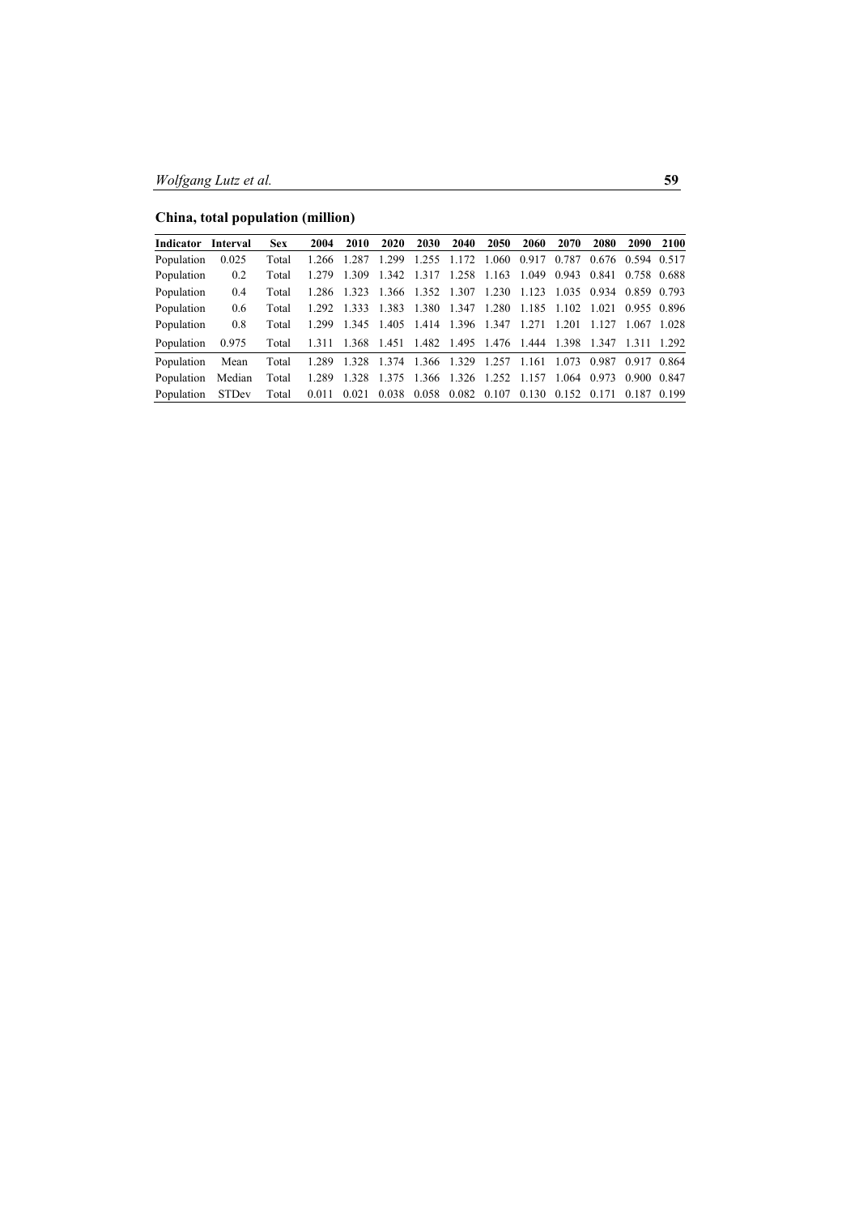## China, total population (million)

| Indicator | Interval | Sex | 2004 | 2010 | 2020 | 2030 | 2040 | 2050 | 2060 | 2070 | 2080 | 2090 | 2100 |
|---|---|---|---|---|---|---|---|---|---|---|---|---|---|
| Population | 0.025 | Total | 1.266 | 1.287 | 1.299 | 1.255 | 1.172 | 1.060 | 0.917 | 0.787 | 0.676 | 0.594 | 0.517 |
| Population | 0.2 | Total | 1.279 | 1.309 | 1.342 | 1.317 | 1.258 | 1.163 | 1.049 | 0.943 | 0.841 | 0.758 | 0.688 |
| Population | 0.4 | Total | 1.286 | 1.323 | 1.366 | 1.352 | 1.307 | 1.230 | 1.123 | 1.035 | 0.934 | 0.859 | 0.793 |
| Population | 0.6 | Total | 1.292 | 1.333 | 1.383 | 1.380 | 1.347 | 1.280 | 1.185 | 1.102 | 1.021 | 0.955 | 0.896 |
| Population | 0.8 | Total | 1.299 | 1.345 | 1.405 | 1.414 | 1.396 | 1.347 | 1.271 | 1.201 | 1.127 | 1.067 | 1.028 |
| Population | 0.975 | Total | 1.311 | 1.368 | 1.451 | 1.482 | 1.495 | 1.476 | 1.444 | 1.398 | 1.347 | 1.311 | 1.292 |
| Population | Mean | Total | 1.289 | 1.328 | 1.374 | 1.366 | 1.329 | 1.257 | 1.161 | 1.073 | 0.987 | 0.917 | 0.864 |
| Population | Median | Total | 1.289 | 1.328 | 1.375 | 1.366 | 1.326 | 1.252 | 1.157 | 1.064 | 0.973 | 0.900 | 0.847 |
| Population | STDev | Total | 0.011 | 0.021 | 0.038 | 0.058 | 0.082 | 0.107 | 0.130 | 0.152 | 0.171 | 0.187 | 0.199 |